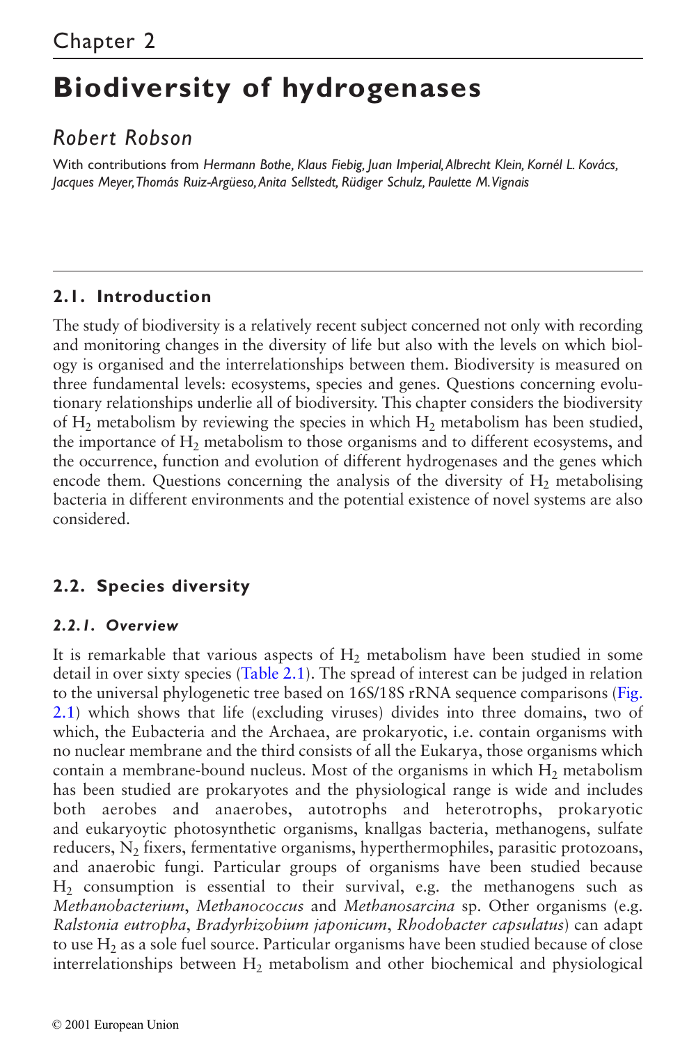Chapter 2

# Biodiversity of hydrogenases

*Robert Robson*

With contributions from *Hermann Bothe, Klaus Fiebig, Juan Imperial, Albrecht Klein, Kornél L. Kovács, Jacques Meyer, Thomás Ruiz-Argüeso, Anita Sellstedt, Rüdiger Schulz, Paulette M. Vignais*

## 2.1. Introduction

The study of biodiversity is a relatively recent subject concerned not only with recording and monitoring changes in the diversity of life but also with the levels on which biology is organised and the interrelationships between them. Biodiversity is measured on three fundamental levels: ecosystems, species and genes. Questions concerning evolutionary relationships underlie all of biodiversity. This chapter considers the biodiversity of $H_2$ metabolism by reviewing the species in which $H_2$ metabolism has been studied, the importance of $H_2$ metabolism to those organisms and to different ecosystems, and the occurrence, function and evolution of different hydrogenases and the genes which encode them. Questions concerning the analysis of the diversity of $H_2$ metabolising bacteria in different environments and the potential existence of novel systems are also considered.

## 2.2. Species diversity

### 2.2.1. Overview

It is remarkable that various aspects of $H_2$ metabolism have been studied in some detail in over sixty species (Table 2.1). The spread of interest can be judged in relation to the universal phylogenetic tree based on 16S/18S rRNA sequence comparisons (Fig. 2.1) which shows that life (excluding viruses) divides into three domains, two of which, the Eubacteria and the Archaea, are prokaryotic, i.e. contain organisms with no nuclear membrane and the third consists of all the Eukarya, those organisms which contain a membrane-bound nucleus. Most of the organisms in which $H_2$ metabolism has been studied are prokaryotes and the physiological range is wide and includes both aerobes and anaerobes, autotrophs and heterotrophs, prokaryotic and eukaryoytic photosynthetic organisms, knallgas bacteria, methanogens, sulfate reducers, $N_2$ fixers, fermentative organisms, hyperthermophiles, parasitic protozoans, and anaerobic fungi. Particular groups of organisms have been studied because $H_2$ consumption is essential to their survival, e.g. the methanogens such as *Methanobacterium*, *Methanococcus* and *Methanosarcina* sp. Other organisms (e.g. *Ralstonia eutropha*, *Bradyrhizobium japonicum*, *Rhodobacter capsulatus*) can adapt to use $H_2$ as a sole fuel source. Particular organisms have been studied because of close interrelationships between $H_2$ metabolism and other biochemical and physiological

© 2001 European Union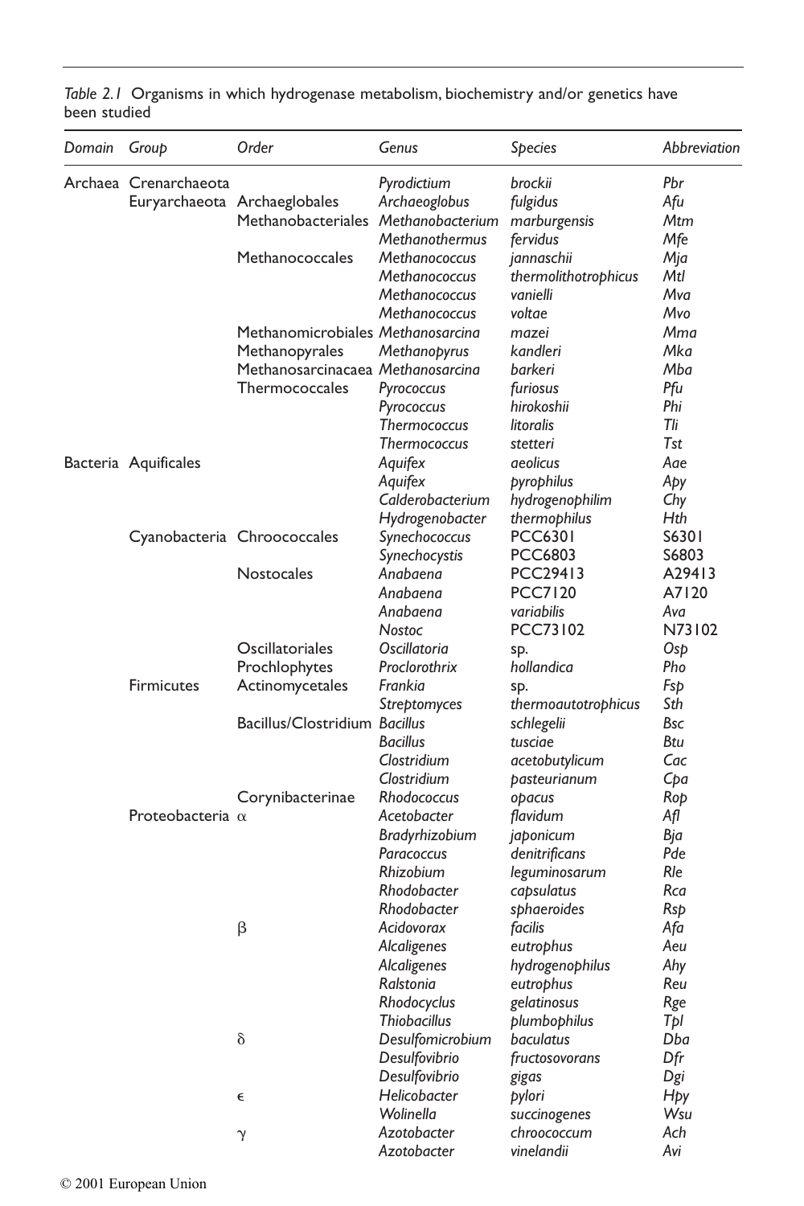*Table 2.1* Organisms in which hydrogenase metabolism, biochemistry and/or genetics have been studied

| *Domain* | *Group* | *Order* | *Genus* | *Species* | *Abbreviation* |
|---|---|---|---|---|---|
| Archaea | Crenarchaeota | | *Pyrodictium* | *brockii* | *Pbr* |
| | Euryarchaeota | Archaeglobales | *Archaeoglobus* | *fulgidus* | *Afu* |
| | | Methanobacteriales | *Methanobacterium* | *marburgensis* | *Mtm* |
| | | | *Methanothermus* | *fervidus* | *Mfe* |
| | | Methanococcales | *Methanococcus* | *jannaschii* | *Mja* |
| | | | *Methanococcus* | *thermolithotrophicus* | *Mtl* |
| | | | *Methanococcus* | *vanielli* | *Mva* |
| | | | *Methanococcus* | *voltae* | *Mvo* |
| | | Methanomicrobiales | *Methanosarcina* | *mazei* | *Mma* |
| | | Methanopyrales | *Methanopyrus* | *kandleri* | *Mka* |
| | | Methanosarcinacaea | *Methanosarcina* | *barkeri* | *Mba* |
| | | Thermococcales | *Pyrococcus* | *furiosus* | *Pfu* |
| | | | *Pyrococcus* | *hirokoshii* | *Phi* |
| | | | *Thermococcus* | *litoralis* | *Tli* |
| | | | *Thermococcus* | *stetteri* | *Tst* |
| Bacteria | Aquificales | | *Aquifex* | *aeolicus* | *Aae* |
| | | | *Aquifex* | *pyrophilus* | *Apy* |
| | | | *Calderobacterium* | *hydrogenophilim* | *Chy* |
| | | | *Hydrogenobacter* | *thermophilus* | *Hth* |
| | Cyanobacteria | Chroococcales | *Synechococcus* | PCC6301 | S6301 |
| | | | *Synechocystis* | PCC6803 | S6803 |
| | | Nostocales | *Anabaena* | PCC29413 | A29413 |
| | | | *Anabaena* | PCC7120 | A7120 |
| | | | *Anabaena* | *variabilis* | *Ava* |
| | | | *Nostoc* | PCC73102 | N73102 |
| | | Oscillatoriales | *Oscillatoria* | sp. | *Osp* |
| | | Prochlophytes | *Proclorothrix* | *hollandica* | *Pho* |
| | Firmicutes | Actinomycetales | *Frankia* | sp. | *Fsp* |
| | | | *Streptomyces* | *thermoautotrophicus* | *Sth* |
| | | Bacillus/Clostridium | *Bacillus* | *schlegelii* | *Bsc* |
| | | | *Bacillus* | *tusciae* | *Btu* |
| | | | *Clostridium* | *acetobutylicum* | *Cac* |
| | | | *Clostridium* | *pasteurianum* | *Cpa* |
| | | Corynibacterinae | *Rhodococcus* | *opacus* | *Rop* |
| | Proteobacteria | α | *Acetobacter* | *flavidum* | *Afl* |
| | | | *Bradyrhizobium* | *japonicum* | *Bja* |
| | | | *Paracoccus* | *denitrificans* | *Pde* |
| | | | *Rhizobium* | *leguminosarum* | *Rle* |
| | | | *Rhodobacter* | *capsulatus* | *Rca* |
| | | | *Rhodobacter* | *sphaeroides* | *Rsp* |
| | | β | *Acidovorax* | *facilis* | *Afa* |
| | | | *Alcaligenes* | *eutrophus* | *Aeu* |
| | | | *Alcaligenes* | *hydrogenophilus* | *Ahy* |
| | | | *Ralstonia* | *eutrophus* | *Reu* |
| | | | *Rhodocyclus* | *gelatinosus* | *Rge* |
| | | | *Thiobacillus* | *plumbophilus* | *Tpl* |
| | | δ | *Desulfomicrobium* | *baculatus* | *Dba* |
| | | | *Desulfovibrio* | *fructosovorans* | *Dfr* |
| | | | *Desulfovibrio* | *gigas* | *Dgi* |
| | | ε | *Helicobacter* | *pylori* | *Hpy* |
| | | | *Wolinella* | *succinogenes* | *Wsu* |
| | | γ | *Azotobacter* | *chroococcum* | *Ach* |
| | | | *Azotobacter* | *vinelandii* | *Avi* |

© 2001 European Union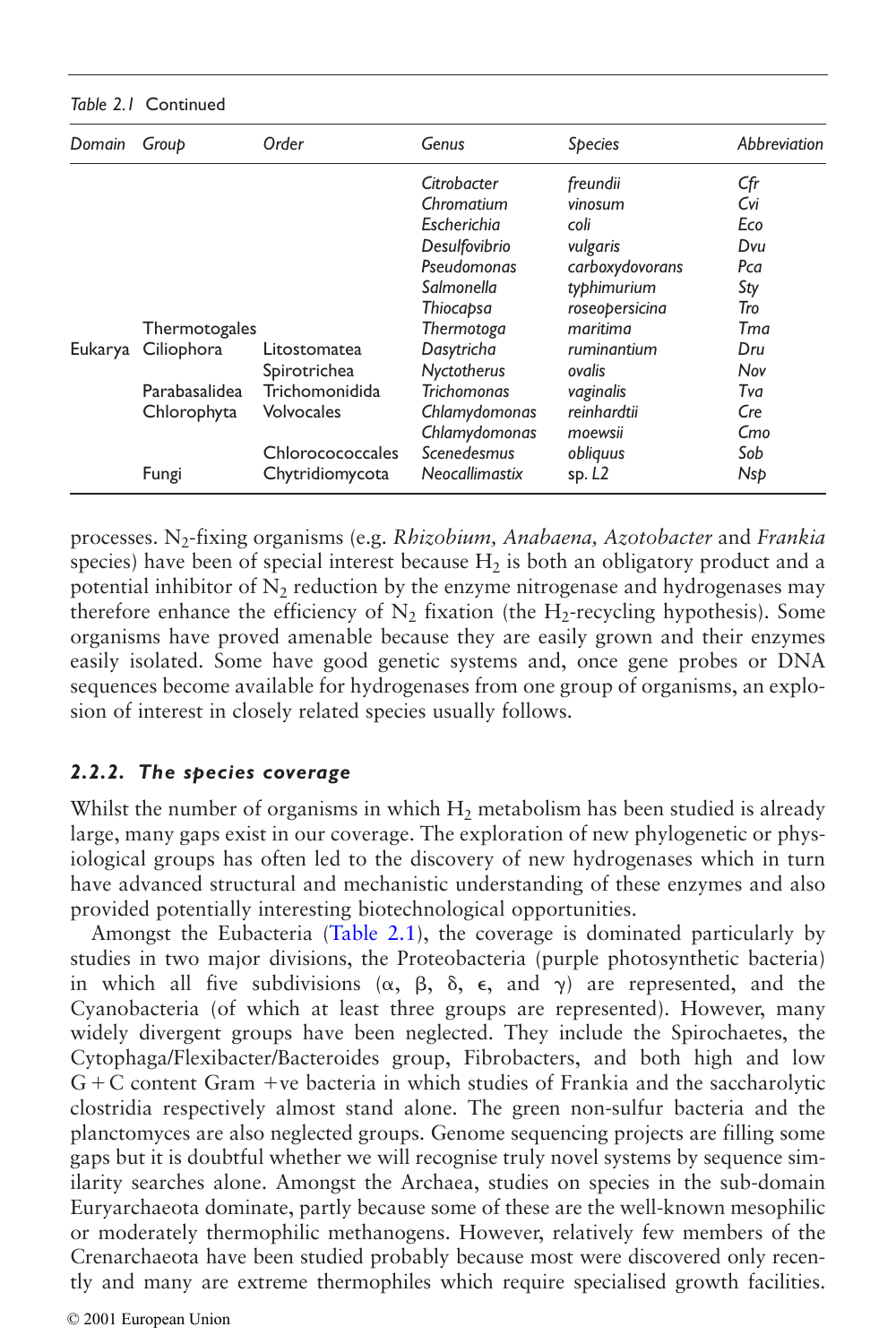*Table 2.1* Continued

| *Domain* | *Group* | *Order* | *Genus* | *Species* | *Abbreviation* |
|---|---|---|---|---|---|
| | | | *Citrobacter* | *freundii* | *Cfr* |
| | | | *Chromatium* | *vinosum* | *Cvi* |
| | | | *Escherichia* | *coli* | *Eco* |
| | | | *Desulfovibrio* | *vulgaris* | *Dvu* |
| | | | *Pseudomonas* | *carboxydovorans* | *Pca* |
| | | | *Salmonella* | *typhimurium* | *Sty* |
| | | | *Thiocapsa* | *roseopersicina* | *Tro* |
| | Thermotogales | | *Thermotoga* | *maritima* | *Tma* |
| Eukarya | Ciliophora | Litostomatea | *Dasytricha* | *ruminantium* | *Dru* |
| | | Spirotrichea | *Nyctotherus* | *ovalis* | *Nov* |
| | Parabasalidea | Trichomonidida | *Trichomonas* | *vaginalis* | *Tva* |
| | Chlorophyta | Volvocales | *Chlamydomonas* | *reinhardtii* | *Cre* |
| | | | *Chlamydomonas* | *moewsii* | *Cmo* |
| | | Chlorocococcales | *Scenedesmus* | *obliquus* | *Sob* |
| | Fungi | Chytridiomycota | *Neocallimastix* | sp. *L2* | *Nsp* |

processes. $N_2$-fixing organisms (e.g. *Rhizobium, Anabaena, Azotobacter* and *Frankia* species) have been of special interest because $H_2$ is both an obligatory product and a potential inhibitor of $N_2$ reduction by the enzyme nitrogenase and hydrogenases may therefore enhance the efficiency of $N_2$ fixation (the $H_2$-recycling hypothesis). Some organisms have proved amenable because they are easily grown and their enzymes easily isolated. Some have good genetic systems and, once gene probes or DNA sequences become available for hydrogenases from one group of organisms, an explosion of interest in closely related species usually follows.

### *2.2.2. The species coverage*

Whilst the number of organisms in which $H_2$ metabolism has been studied is already large, many gaps exist in our coverage. The exploration of new phylogenetic or physiological groups has often led to the discovery of new hydrogenases which in turn have advanced structural and mechanistic understanding of these enzymes and also provided potentially interesting biotechnological opportunities.

Amongst the Eubacteria (Table 2.1), the coverage is dominated particularly by studies in two major divisions, the Proteobacteria (purple photosynthetic bacteria) in which all five subdivisions ($\alpha$, $\beta$, $\delta$, $\epsilon$, and $\gamma$) are represented, and the Cyanobacteria (of which at least three groups are represented). However, many widely divergent groups have been neglected. They include the Spirochaetes, the Cytophaga/Flexibacter/Bacteroides group, Fibrobacters, and both high and low G + C content Gram +ve bacteria in which studies of Frankia and the saccharolytic clostridia respectively almost stand alone. The green non-sulfur bacteria and the planctomyces are also neglected groups. Genome sequencing projects are filling some gaps but it is doubtful whether we will recognise truly novel systems by sequence similarity searches alone. Amongst the Archaea, studies on species in the sub-domain Euryarchaeota dominate, partly because some of these are the well-known mesophilic or moderately thermophilic methanogens. However, relatively few members of the Crenarchaeota have been studied probably because most were discovered only recently and many are extreme thermophiles which require specialised growth facilities.

© 2001 European Union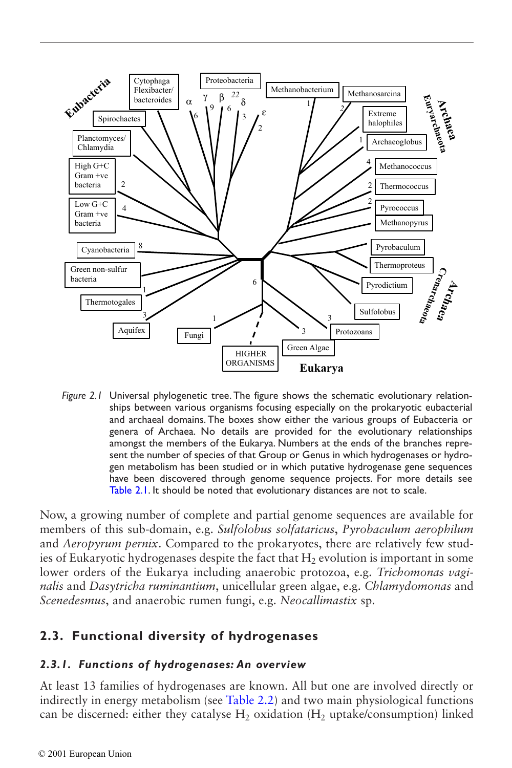*Figure 2.1* Universal phylogenetic tree. The figure shows the schematic evolutionary relationships between various organisms focusing especially on the prokaryotic eubacterial and archaeal domains. The boxes show either the various groups of Eubacteria or genera of Archaea. No details are provided for the evolutionary relationships amongst the members of the Eukarya. Numbers at the ends of the branches represent the number of species of that Group or Genus in which hydrogenases or hydrogen metabolism has been studied or in which putative hydrogenase gene sequences have been discovered through genome sequence projects. For more details see Table 2.1. It should be noted that evolutionary distances are not to scale.

Now, a growing number of complete and partial genome sequences are available for members of this sub-domain, e.g. *Sulfolobus solfataricus*, *Pyrobaculum aerophilum* and *Aeropyrum pernix*. Compared to the prokaryotes, there are relatively few studies of Eukaryotic hydrogenases despite the fact that $H_2$ evolution is important in some lower orders of the Eukarya including anaerobic protozoa, e.g. *Trichomonas vaginalis* and *Dasytricha ruminantium*, unicellular green algae, e.g. *Chlamydomonas* and *Scenedesmus*, and anaerobic rumen fungi, e.g. *Neocallimastix* sp.

## 2.3. Functional diversity of hydrogenases

### *2.3.1. Functions of hydrogenases: An overview*

At least 13 families of hydrogenases are known. All but one are involved directly or indirectly in energy metabolism (see Table 2.2) and two main physiological functions can be discerned: either they catalyse $H_2$ oxidation ($H_2$ uptake/consumption) linked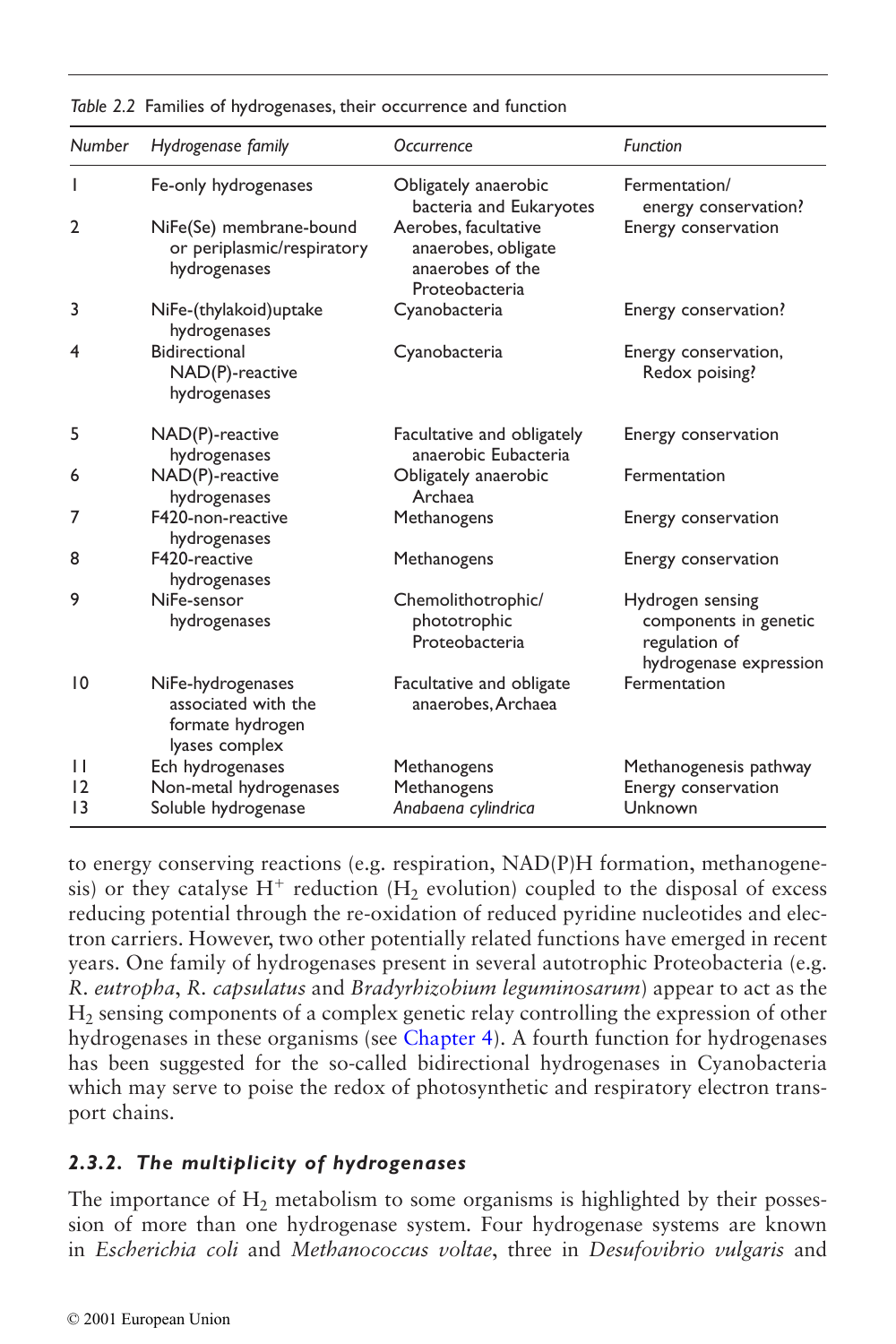*Table 2.2* Families of hydrogenases, their occurrence and function

| *Number* | *Hydrogenase family* | *Occurrence* | *Function* |
|---|---|---|---|
| 1 | Fe-only hydrogenases | Obligately anaerobic bacteria and Eukaryotes | Fermentation/ energy conservation? |
| 2 | NiFe(Se) membrane-bound or periplasmic/respiratory hydrogenases | Aerobes, facultative anaerobes, obligate anaerobes of the Proteobacteria | Energy conservation |
| 3 | NiFe-(thylakoid)uptake hydrogenases | Cyanobacteria | Energy conservation? |
| 4 | Bidirectional NAD(P)-reactive hydrogenases | Cyanobacteria | Energy conservation, Redox poising? |
| 5 | NAD(P)-reactive hydrogenases | Facultative and obligately anaerobic Eubacteria | Energy conservation |
| 6 | NAD(P)-reactive hydrogenases | Obligately anaerobic Archaea | Fermentation |
| 7 | F420-non-reactive hydrogenases | Methanogens | Energy conservation |
| 8 | F420-reactive hydrogenases | Methanogens | Energy conservation |
| 9 | NiFe-sensor hydrogenases | Chemolithotrophic/ phototrophic Proteobacteria | Hydrogen sensing components in genetic regulation of hydrogenase expression |
| 10 | NiFe-hydrogenases associated with the formate hydrogen lyases complex | Facultative and obligate anaerobes, Archaea | Fermentation |
| 11 | Ech hydrogenases | Methanogens | Methanogenesis pathway |
| 12 | Non-metal hydrogenases | Methanogens | Energy conservation |
| 13 | Soluble hydrogenase | *Anabaena cylindrica* | Unknown |

to energy conserving reactions (e.g. respiration, NAD(P)H formation, methanogenesis) or they catalyse $H^+$ reduction ($H_2$ evolution) coupled to the disposal of excess reducing potential through the re-oxidation of reduced pyridine nucleotides and electron carriers. However, two other potentially related functions have emerged in recent years. One family of hydrogenases present in several autotrophic Proteobacteria (e.g. *R. eutropha*, *R. capsulatus* and *Bradyrhizobium leguminosarum*) appear to act as the $H_2$ sensing components of a complex genetic relay controlling the expression of other hydrogenases in these organisms (see Chapter 4). A fourth function for hydrogenases has been suggested for the so-called bidirectional hydrogenases in Cyanobacteria which may serve to poise the redox of photosynthetic and respiratory electron transport chains.

### *2.3.2. The multiplicity of hydrogenases*

The importance of $H_2$ metabolism to some organisms is highlighted by their possession of more than one hydrogenase system. Four hydrogenase systems are known in *Escherichia coli* and *Methanococcus voltae*, three in *Desufovibrio vulgaris* and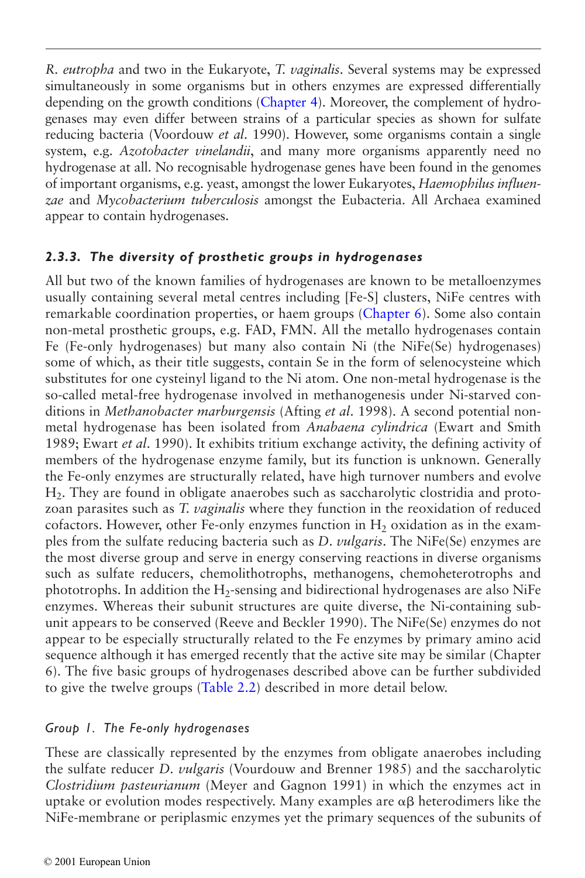*R. eutropha* and two in the Eukaryote, *T. vaginalis*. Several systems may be expressed simultaneously in some organisms but in others enzymes are expressed differentially depending on the growth conditions (Chapter 4). Moreover, the complement of hydrogenases may even differ between strains of a particular species as shown for sulfate reducing bacteria (Voordouw *et al*. 1990). However, some organisms contain a single system, e.g. *Azotobacter vinelandii*, and many more organisms apparently need no hydrogenase at all. No recognisable hydrogenase genes have been found in the genomes of important organisms, e.g. yeast, amongst the lower Eukaryotes, *Haemophilus influenzae* and *Mycobacterium tuberculosis* amongst the Eubacteria. All Archaea examined appear to contain hydrogenases.

### *2.3.3. The diversity of prosthetic groups in hydrogenases*

All but two of the known families of hydrogenases are known to be metalloenzymes usually containing several metal centres including [Fe-S] clusters, NiFe centres with remarkable coordination properties, or haem groups (Chapter 6). Some also contain non-metal prosthetic groups, e.g. FAD, FMN. All the metallo hydrogenases contain Fe (Fe-only hydrogenases) but many also contain Ni (the NiFe(Se) hydrogenases) some of which, as their title suggests, contain Se in the form of selenocysteine which substitutes for one cysteinyl ligand to the Ni atom. One non-metal hydrogenase is the so-called metal-free hydrogenase involved in methanogenesis under Ni-starved conditions in *Methanobacter marburgensis* (Afting *et al*. 1998). A second potential non-metal hydrogenase has been isolated from *Anabaena cylindrica* (Ewart and Smith 1989; Ewart *et al*. 1990). It exhibits tritium exchange activity, the defining activity of members of the hydrogenase enzyme family, but its function is unknown. Generally the Fe-only enzymes are structurally related, have high turnover numbers and evolve $H_2$. They are found in obligate anaerobes such as saccharolytic clostridia and protozoan parasites such as *T. vaginalis* where they function in the reoxidation of reduced cofactors. However, other Fe-only enzymes function in $H_2$ oxidation as in the examples from the sulfate reducing bacteria such as *D. vulgaris*. The NiFe(Se) enzymes are the most diverse group and serve in energy conserving reactions in diverse organisms such as sulfate reducers, chemolithotrophs, methanogens, chemoheterotrophs and phototrophs. In addition the $H_2$-sensing and bidirectional hydrogenases are also NiFe enzymes. Whereas their subunit structures are quite diverse, the Ni-containing subunit appears to be conserved (Reeve and Beckler 1990). The NiFe(Se) enzymes do not appear to be especially structurally related to the Fe enzymes by primary amino acid sequence although it has emerged recently that the active site may be similar (Chapter 6). The five basic groups of hydrogenases described above can be further subdivided to give the twelve groups (Table 2.2) described in more detail below.

#### *Group 1. The Fe-only hydrogenases*

These are classically represented by the enzymes from obligate anaerobes including the sulfate reducer *D. vulgaris* (Vourdouw and Brenner 1985) and the saccharolytic *Clostridium pasteurianum* (Meyer and Gagnon 1991) in which the enzymes act in uptake or evolution modes respectively. Many examples are αβ heterodimers like the NiFe-membrane or periplasmic enzymes yet the primary sequences of the subunits of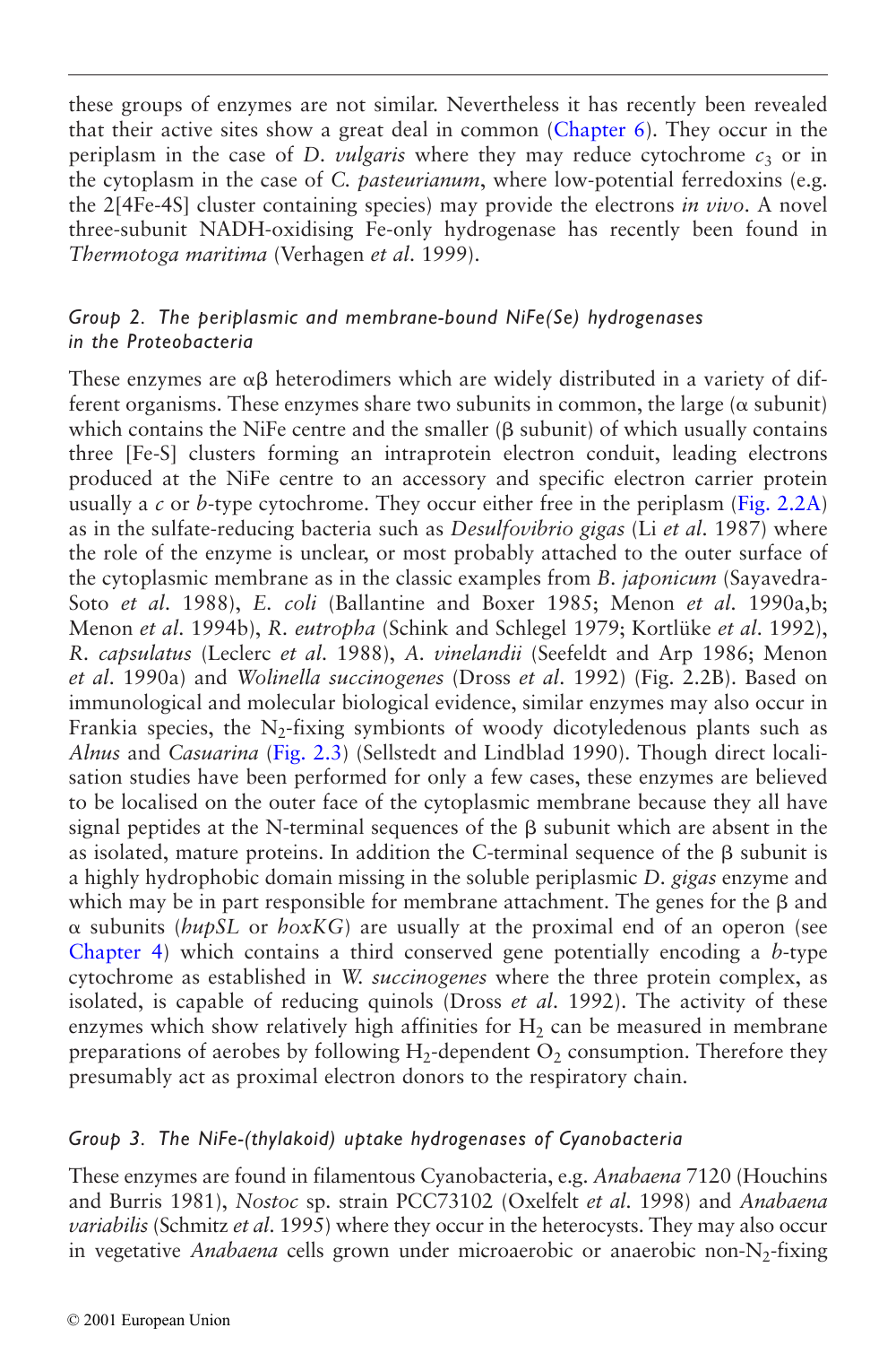these groups of enzymes are not similar. Nevertheless it has recently been revealed that their active sites show a great deal in common (Chapter 6). They occur in the periplasm in the case of *D. vulgaris* where they may reduce cytochrome $c_3$ or in the cytoplasm in the case of *C. pasteurianum*, where low-potential ferredoxins (e.g. the 2[4Fe-4S] cluster containing species) may provide the electrons *in vivo*. A novel three-subunit NADH-oxidising Fe-only hydrogenase has recently been found in *Thermotoga maritima* (Verhagen *et al*. 1999).

### *Group 2. The periplasmic and membrane-bound NiFe(Se) hydrogenases in the Proteobacteria*

These enzymes are αβ heterodimers which are widely distributed in a variety of different organisms. These enzymes share two subunits in common, the large (α subunit) which contains the NiFe centre and the smaller (β subunit) of which usually contains three [Fe-S] clusters forming an intraprotein electron conduit, leading electrons produced at the NiFe centre to an accessory and specific electron carrier protein usually a *c* or *b*-type cytochrome. They occur either free in the periplasm (Fig. 2.2A) as in the sulfate-reducing bacteria such as *Desulfovibrio gigas* (Li *et al*. 1987) where the role of the enzyme is unclear, or most probably attached to the outer surface of the cytoplasmic membrane as in the classic examples from *B. japonicum* (Sayavedra-Soto *et al*. 1988), *E. coli* (Ballantine and Boxer 1985; Menon *et al*. 1990a,b; Menon *et al*. 1994b), *R. eutropha* (Schink and Schlegel 1979; Kortlüke *et al*. 1992), *R. capsulatus* (Leclerc *et al*. 1988), *A. vinelandii* (Seefeldt and Arp 1986; Menon *et al*. 1990a) and *Wolinella succinogenes* (Dross *et al*. 1992) (Fig. 2.2B). Based on immunological and molecular biological evidence, similar enzymes may also occur in Frankia species, the $N_2$-fixing symbionts of woody dicotyledenous plants such as *Alnus* and *Casuarina* (Fig. 2.3) (Sellstedt and Lindblad 1990). Though direct localisation studies have been performed for only a few cases, these enzymes are believed to be localised on the outer face of the cytoplasmic membrane because they all have signal peptides at the N-terminal sequences of the β subunit which are absent in the as isolated, mature proteins. In addition the C-terminal sequence of the β subunit is a highly hydrophobic domain missing in the soluble periplasmic *D. gigas* enzyme and which may be in part responsible for membrane attachment. The genes for the β and α subunits (*hupSL* or *hoxKG*) are usually at the proximal end of an operon (see Chapter 4) which contains a third conserved gene potentially encoding a *b*-type cytochrome as established in *W. succinogenes* where the three protein complex, as isolated, is capable of reducing quinols (Dross *et al*. 1992). The activity of these enzymes which show relatively high affinities for $H_2$ can be measured in membrane preparations of aerobes by following $H_2$-dependent $O_2$ consumption. Therefore they presumably act as proximal electron donors to the respiratory chain.

### *Group 3. The NiFe-(thylakoid) uptake hydrogenases of Cyanobacteria*

These enzymes are found in filamentous Cyanobacteria, e.g. *Anabaena* 7120 (Houchins and Burris 1981), *Nostoc* sp. strain PCC73102 (Oxelfelt *et al*. 1998) and *Anabaena variabilis* (Schmitz *et al*. 1995) where they occur in the heterocysts. They may also occur in vegetative *Anabaena* cells grown under microaerobic or anaerobic non-$N_2$-fixing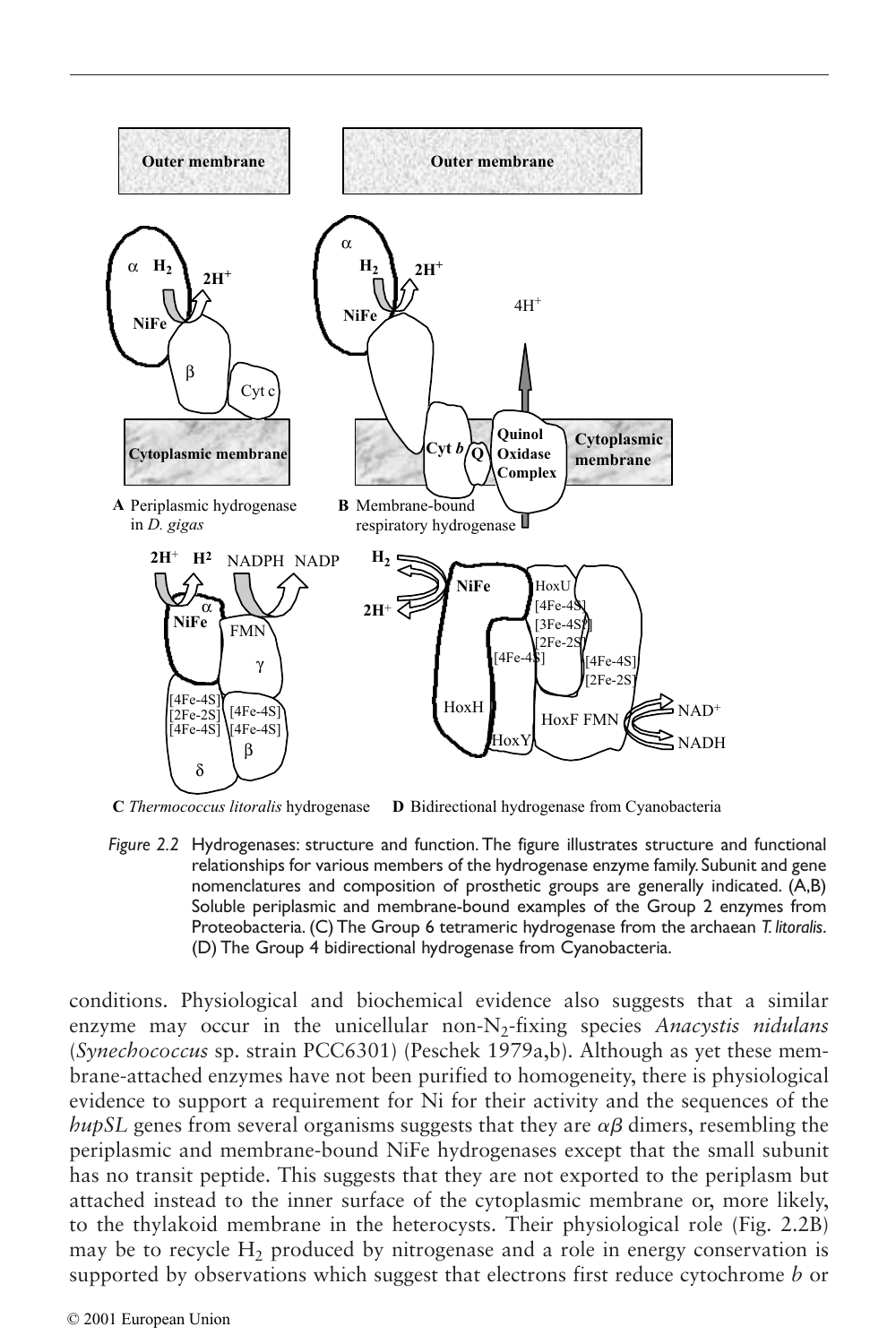*Figure 2.2* Hydrogenases: structure and function. The figure illustrates structure and functional relationships for various members of the hydrogenase enzyme family. Subunit and gene nomenclatures and composition of prosthetic groups are generally indicated. (A,B) Soluble periplasmic and membrane-bound examples of the Group 2 enzymes from Proteobacteria. (C) The Group 6 tetrameric hydrogenase from the archaean *T. litoralis*. (D) The Group 4 bidirectional hydrogenase from Cyanobacteria.

conditions. Physiological and biochemical evidence also suggests that a similar enzyme may occur in the unicellular non-$N_2$-fixing species *Anacystis nidulans* (*Synechococcus* sp. strain PCC6301) (Peschek 1979a,b). Although as yet these membrane-attached enzymes have not been purified to homogeneity, there is physiological evidence to support a requirement for Ni for their activity and the sequences of the *hupSL* genes from several organisms suggests that they are $\alpha\beta$ dimers, resembling the periplasmic and membrane-bound NiFe hydrogenases except that the small subunit has no transit peptide. This suggests that they are not exported to the periplasm but attached instead to the inner surface of the cytoplasmic membrane or, more likely, to the thylakoid membrane in the heterocysts. Their physiological role (Fig. 2.2B) may be to recycle $H_2$ produced by nitrogenase and a role in energy conservation is supported by observations which suggest that electrons first reduce cytochrome *b* or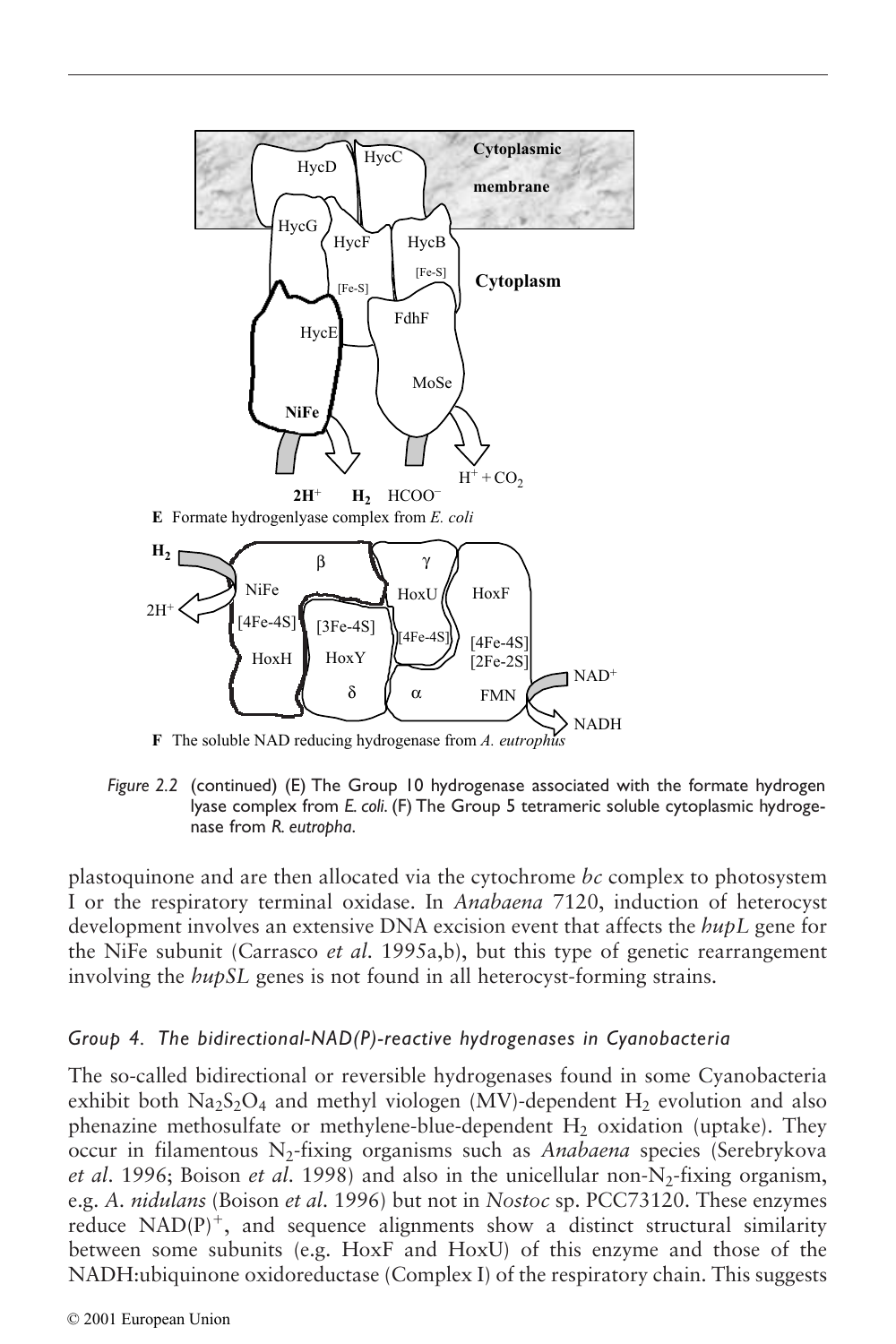*Figure 2.2* (continued) (E) The Group 10 hydrogenase associated with the formate hydrogen lyase complex from *E. coli*. (F) The Group 5 tetrameric soluble cytoplasmic hydrogenase from *R. eutropha*.

plastoquinone and are then allocated via the cytochrome *bc* complex to photosystem I or the respiratory terminal oxidase. In *Anabaena* 7120, induction of heterocyst development involves an extensive DNA excision event that affects the *hupL* gene for the NiFe subunit (Carrasco *et al*. 1995a,b), but this type of genetic rearrangement involving the *hupSL* genes is not found in all heterocyst-forming strains.

### *Group 4. The bidirectional-NAD(P)-reactive hydrogenases in Cyanobacteria*

The so-called bidirectional or reversible hydrogenases found in some Cyanobacteria exhibit both $Na_2S_2O_4$ and methyl viologen (MV)-dependent $H_2$ evolution and also phenazine methosulfate or methylene-blue-dependent $H_2$ oxidation (uptake). They occur in filamentous $N_2$-fixing organisms such as *Anabaena* species (Serebrykova *et al*. 1996; Boison *et al*. 1998) and also in the unicellular non-$N_2$-fixing organism, e.g. *A. nidulans* (Boison *et al*. 1996) but not in *Nostoc* sp. PCC73120. These enzymes reduce $NAD(P)^+$, and sequence alignments show a distinct structural similarity between some subunits (e.g. HoxF and HoxU) of this enzyme and those of the NADH:ubiquinone oxidoreductase (Complex I) of the respiratory chain. This suggests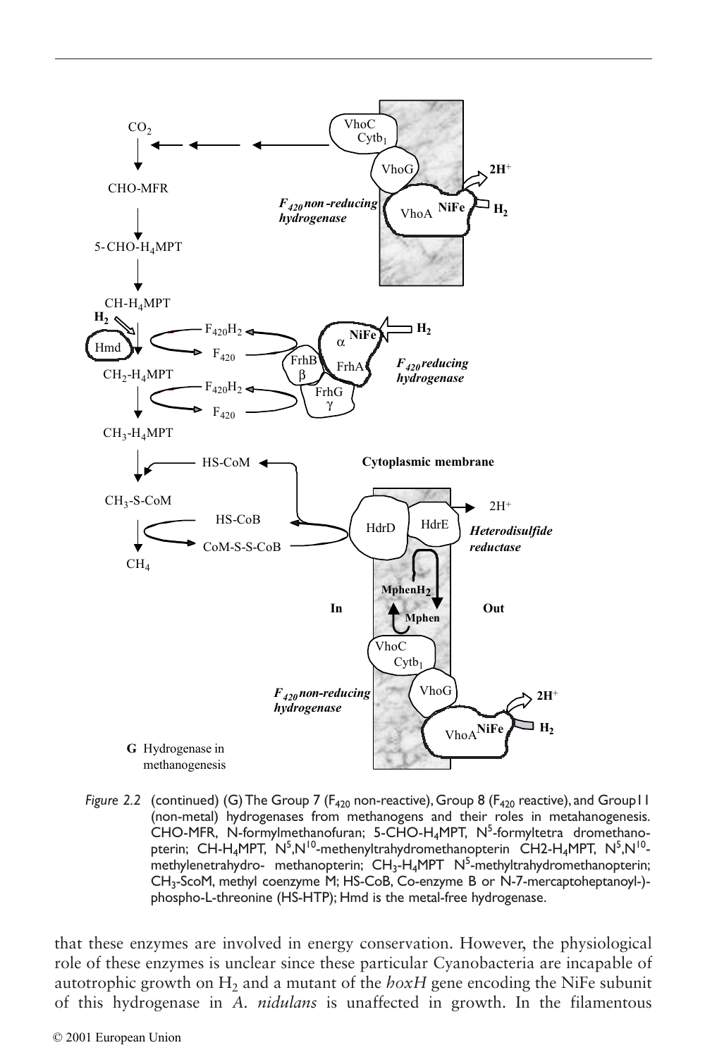*Figure 2.2* (continued) (G) The Group 7 ($F_{420}$ non-reactive), Group 8 ($F_{420}$ reactive), and Group11 (non-metal) hydrogenases from methanogens and their roles in metahanogenesis. CHO-MFR, N-formylmethanofuran; 5-CHO-$H_4$MPT, $N^5$-formyltetra dromethanopterin; CH-$H_4$MPT, $N^5$,$N^{10}$-methenyltrahydromethanopterin CH2-$H_4$MPT, $N^5$,$N^{10}$-methylenetrahydro- methanopterin; $CH_3$-$H_4$MPT $N^5$-methyltrahydromethanopterin; $CH_3$-ScoM, methyl coenzyme M; HS-CoB, Co-enzyme B or N-7-mercaptoheptanoyl-)-phospho-L-threonine (HS-HTP); Hmd is the metal-free hydrogenase.

that these enzymes are involved in energy conservation. However, the physiological role of these enzymes is unclear since these particular Cyanobacteria are incapable of autotrophic growth on $H_2$ and a mutant of the *hoxH* gene encoding the NiFe subunit of this hydrogenase in *A. nidulans* is unaffected in growth. In the filamentous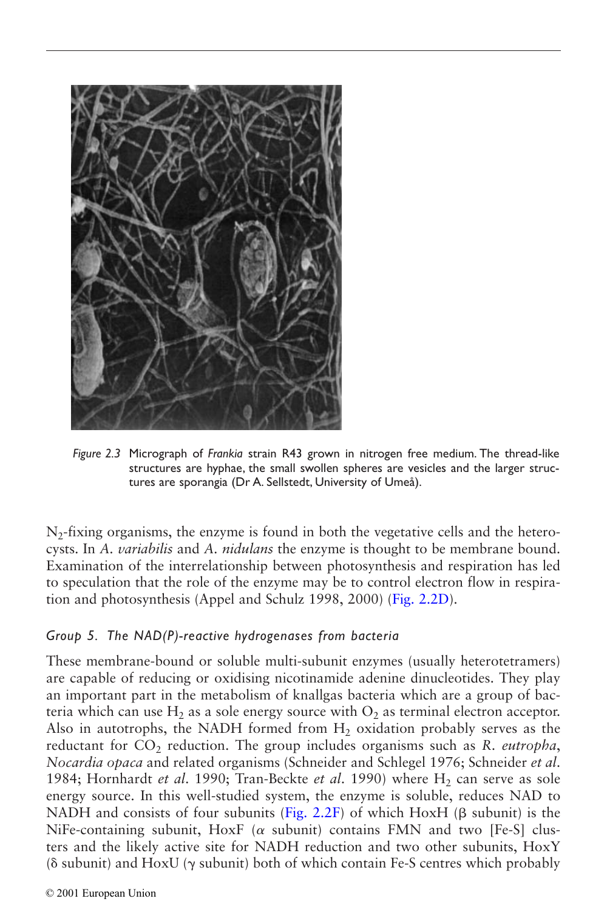*Figure 2.3* Micrograph of *Frankia* strain R43 grown in nitrogen free medium. The thread-like structures are hyphae, the small swollen spheres are vesicles and the larger structures are sporangia (Dr A. Sellstedt, University of Umeå).

$N_2$-fixing organisms, the enzyme is found in both the vegetative cells and the heterocysts. In *A. variabilis* and *A. nidulans* the enzyme is thought to be membrane bound. Examination of the interrelationship between photosynthesis and respiration has led to speculation that the role of the enzyme may be to control electron flow in respiration and photosynthesis (Appel and Schulz 1998, 2000) (Fig. 2.2D).

### *Group 5. The NAD(P)-reactive hydrogenases from bacteria*

These membrane-bound or soluble multi-subunit enzymes (usually heterotetramers) are capable of reducing or oxidising nicotinamide adenine dinucleotides. They play an important part in the metabolism of knallgas bacteria which are a group of bacteria which can use $H_2$ as a sole energy source with $O_2$ as terminal electron acceptor. Also in autotrophs, the NADH formed from $H_2$ oxidation probably serves as the reductant for $CO_2$ reduction. The group includes organisms such as *R. eutropha*, *Nocardia opaca* and related organisms (Schneider and Schlegel 1976; Schneider *et al.* 1984; Hornhardt *et al.* 1990; Tran-Beckte *et al.* 1990) where $H_2$ can serve as sole energy source. In this well-studied system, the enzyme is soluble, reduces NAD to NADH and consists of four subunits (Fig. 2.2F) of which HoxH (β subunit) is the NiFe-containing subunit, HoxF (α subunit) contains FMN and two [Fe-S] clusters and the likely active site for NADH reduction and two other subunits, HoxY (δ subunit) and HoxU (γ subunit) both of which contain Fe-S centres which probably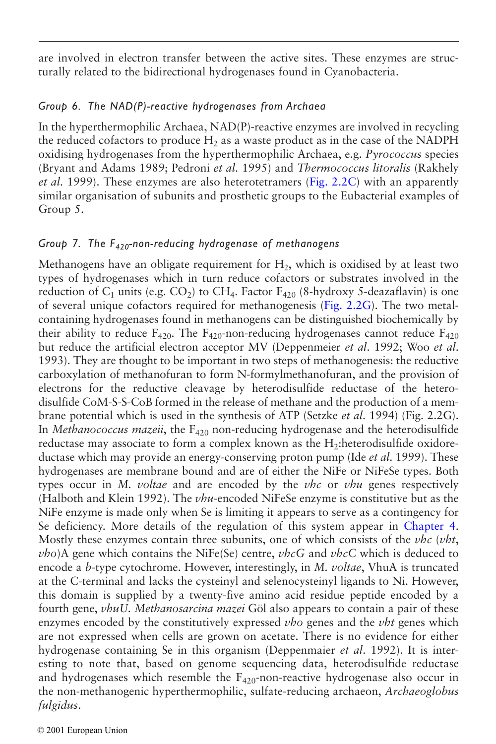are involved in electron transfer between the active sites. These enzymes are structurally related to the bidirectional hydrogenases found in Cyanobacteria.

### *Group 6. The NAD(P)-reactive hydrogenases from Archaea*

In the hyperthermophilic Archaea, NAD(P)-reactive enzymes are involved in recycling the reduced cofactors to produce $H_2$ as a waste product as in the case of the NADPH oxidising hydrogenases from the hyperthermophilic Archaea, e.g. *Pyrococcus* species (Bryant and Adams 1989; Pedroni *et al.* 1995) and *Thermococcus litoralis* (Rakhely *et al.* 1999). These enzymes are also heterotetramers (Fig. 2.2C) with an apparently similar organisation of subunits and prosthetic groups to the Eubacterial examples of Group 5.

### *Group 7. The $F_{420}$-non-reducing hydrogenase of methanogens*

Methanogens have an obligate requirement for $H_2$, which is oxidised by at least two types of hydrogenases which in turn reduce cofactors or substrates involved in the reduction of $C_1$ units (e.g. $CO_2$) to $CH_4$. Factor $F_{420}$ (8-hydroxy 5-deazaflavin) is one of several unique cofactors required for methanogenesis (Fig. 2.2G). The two metal-containing hydrogenases found in methanogens can be distinguished biochemically by their ability to reduce $F_{420}$. The $F_{420}$-non-reducing hydrogenases cannot reduce $F_{420}$ but reduce the artificial electron acceptor MV (Deppenmeier *et al.* 1992; Woo *et al.* 1993). They are thought to be important in two steps of methanogenesis: the reductive carboxylation of methanofuran to form N-formylmethanofuran, and the provision of electrons for the reductive cleavage by heterodisulfide reductase of the heterodisulfide CoM-S-S-CoB formed in the release of methane and the production of a membrane potential which is used in the synthesis of ATP (Setzke *et al.* 1994) (Fig. 2.2G). In *Methanococcus mazeii*, the $F_{420}$ non-reducing hydrogenase and the heterodisulfide reductase may associate to form a complex known as the $H_2$:heterodisulfide oxidoreductase which may provide an energy-conserving proton pump (Ide *et al.* 1999). These hydrogenases are membrane bound and are of either the NiFe or NiFeSe types. Both types occur in *M. voltae* and are encoded by the *vhc* or *vhu* genes respectively (Halboth and Klein 1992). The *vhu*-encoded NiFeSe enzyme is constitutive but as the NiFe enzyme is made only when Se is limiting it appears to serve as a contingency for Se deficiency. More details of the regulation of this system appear in Chapter 4. Mostly these enzymes contain three subunits, one of which consists of the *vhc* (*vht*, *vho*)A gene which contains the NiFe(Se) centre, *vhcG* and *vhcC* which is deduced to encode a *b*-type cytochrome. However, interestingly, in *M. voltae*, VhuA is truncated at the C-terminal and lacks the cysteinyl and selenocysteinyl ligands to Ni. However, this domain is supplied by a twenty-five amino acid residue peptide encoded by a fourth gene, *vhuU*. *Methanosarcina mazei* Göl also appears to contain a pair of these enzymes encoded by the constitutively expressed *vho* genes and the *vht* genes which are not expressed when cells are grown on acetate. There is no evidence for either hydrogenase containing Se in this organism (Deppenmaier *et al.* 1992). It is interesting to note that, based on genome sequencing data, heterodisulfide reductase and hydrogenases which resemble the $F_{420}$-non-reactive hydrogenase also occur in the non-methanogenic hyperthermophilic, sulfate-reducing archaeon, *Archaeoglobus fulgidus*.

© 2001 European Union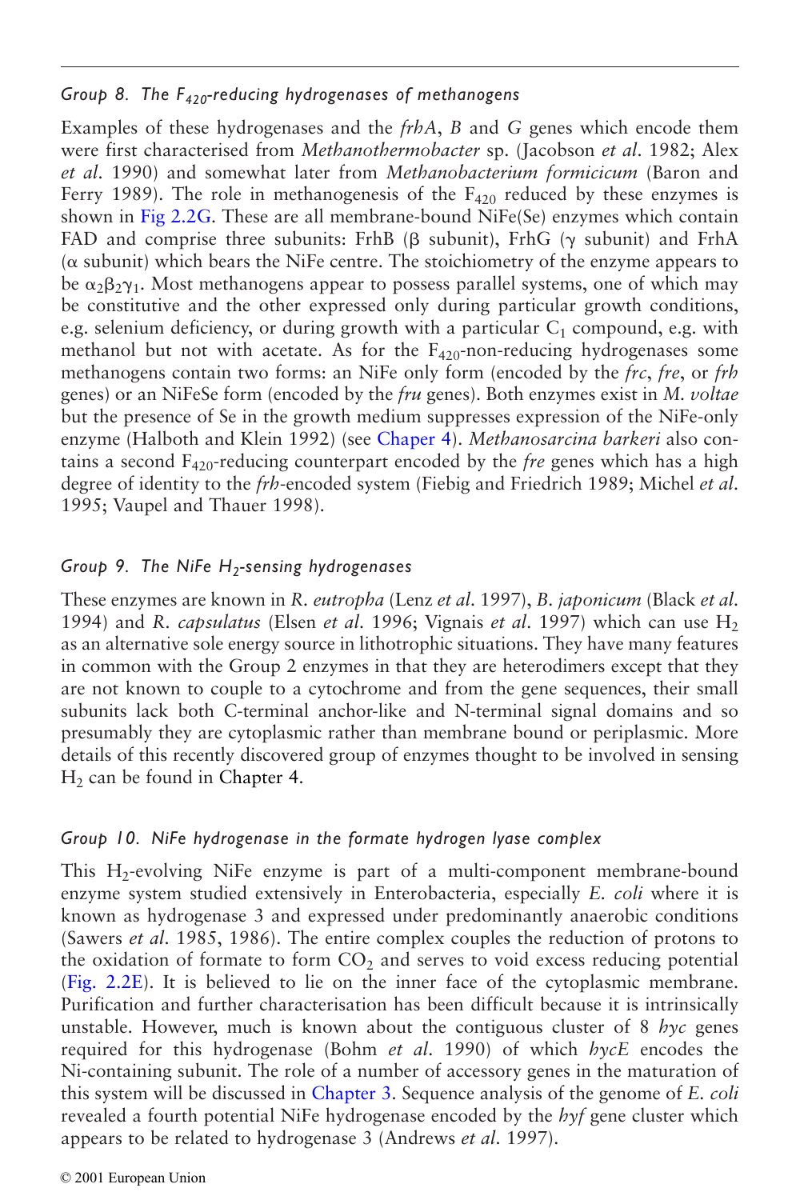### *Group 8. The $F_{420}$-reducing hydrogenases of methanogens*

Examples of these hydrogenases and the *frhA*, *B* and *G* genes which encode them were first characterised from *Methanothermobacter* sp. (Jacobson *et al*. 1982; Alex *et al*. 1990) and somewhat later from *Methanobacterium formicicum* (Baron and Ferry 1989). The role in methanogenesis of the $F_{420}$ reduced by these enzymes is shown in Fig 2.2G. These are all membrane-bound NiFe(Se) enzymes which contain FAD and comprise three subunits: FrhB ($\beta$ subunit), FrhG ($\gamma$ subunit) and FrhA ($\alpha$ subunit) which bears the NiFe centre. The stoichiometry of the enzyme appears to be $\alpha_2\beta_2\gamma_1$. Most methanogens appear to possess parallel systems, one of which may be constitutive and the other expressed only during particular growth conditions, e.g. selenium deficiency, or during growth with a particular $C_1$ compound, e.g. with methanol but not with acetate. As for the $F_{420}$-non-reducing hydrogenases some methanogens contain two forms: an NiFe only form (encoded by the *frc*, *fre*, or *frh* genes) or an NiFeSe form (encoded by the *fru* genes). Both enzymes exist in *M. voltae* but the presence of Se in the growth medium suppresses expression of the NiFe-only enzyme (Halboth and Klein 1992) (see Chaper 4). *Methanosarcina barkeri* also contains a second $F_{420}$-reducing counterpart encoded by the *fre* genes which has a high degree of identity to the *frh*-encoded system (Fiebig and Friedrich 1989; Michel *et al*. 1995; Vaupel and Thauer 1998).

### *Group 9. The NiFe $H_2$-sensing hydrogenases*

These enzymes are known in *R. eutropha* (Lenz *et al*. 1997), *B. japonicum* (Black *et al*. 1994) and *R. capsulatus* (Elsen *et al*. 1996; Vignais *et al*. 1997) which can use $H_2$ as an alternative sole energy source in lithotrophic situations. They have many features in common with the Group 2 enzymes in that they are heterodimers except that they are not known to couple to a cytochrome and from the gene sequences, their small subunits lack both C-terminal anchor-like and N-terminal signal domains and so presumably they are cytoplasmic rather than membrane bound or periplasmic. More details of this recently discovered group of enzymes thought to be involved in sensing $H_2$ can be found in Chapter 4.

### *Group 10. NiFe hydrogenase in the formate hydrogen lyase complex*

This $H_2$-evolving NiFe enzyme is part of a multi-component membrane-bound enzyme system studied extensively in Enterobacteria, especially *E. coli* where it is known as hydrogenase 3 and expressed under predominantly anaerobic conditions (Sawers *et al*. 1985, 1986). The entire complex couples the reduction of protons to the oxidation of formate to form $CO_2$ and serves to void excess reducing potential (Fig. 2.2E). It is believed to lie on the inner face of the cytoplasmic membrane. Purification and further characterisation has been difficult because it is intrinsically unstable. However, much is known about the contiguous cluster of 8 *hyc* genes required for this hydrogenase (Bohm *et al*. 1990) of which *hycE* encodes the Ni-containing subunit. The role of a number of accessory genes in the maturation of this system will be discussed in Chapter 3. Sequence analysis of the genome of *E. coli* revealed a fourth potential NiFe hydrogenase encoded by the *hyf* gene cluster which appears to be related to hydrogenase 3 (Andrews *et al*. 1997).

© 2001 European Union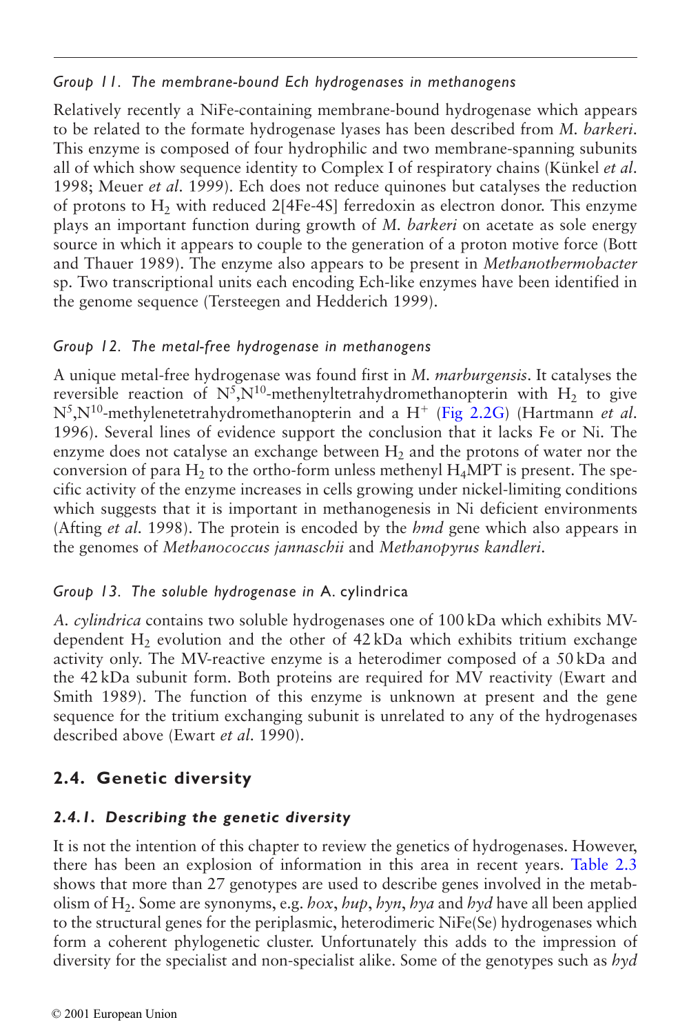*Group 11. The membrane-bound Ech hydrogenases in methanogens*

Relatively recently a NiFe-containing membrane-bound hydrogenase which appears to be related to the formate hydrogenase lyases has been described from *M. barkeri*. This enzyme is composed of four hydrophilic and two membrane-spanning subunits all of which show sequence identity to Complex I of respiratory chains (Künkel *et al.* 1998; Meuer *et al.* 1999). Ech does not reduce quinones but catalyses the reduction of protons to $H_2$ with reduced 2[4Fe-4S] ferredoxin as electron donor. This enzyme plays an important function during growth of *M. barkeri* on acetate as sole energy source in which it appears to couple to the generation of a proton motive force (Bott and Thauer 1989). The enzyme also appears to be present in *Methanothermobacter* sp. Two transcriptional units each encoding Ech-like enzymes have been identified in the genome sequence (Tersteegen and Hedderich 1999).

*Group 12. The metal-free hydrogenase in methanogens*

A unique metal-free hydrogenase was found first in *M. marburgensis*. It catalyses the reversible reaction of $N^5$,$N^{10}$-methenyltetrahydromethanopterin with $H_2$ to give $N^5$,$N^{10}$-methylenetetrahydromethanopterin and a $H^+$ (Fig 2.2G) (Hartmann *et al.* 1996). Several lines of evidence support the conclusion that it lacks Fe or Ni. The enzyme does not catalyse an exchange between $H_2$ and the protons of water nor the conversion of para $H_2$ to the ortho-form unless methenyl $H_4$MPT is present. The specific activity of the enzyme increases in cells growing under nickel-limiting conditions which suggests that it is important in methanogenesis in Ni deficient environments (Afting *et al.* 1998). The protein is encoded by the *hmd* gene which also appears in the genomes of *Methanococcus jannaschii* and *Methanopyrus kandleri*.

*Group 13. The soluble hydrogenase in* A. cylindrica

*A. cylindrica* contains two soluble hydrogenases one of 100 kDa which exhibits MV-dependent $H_2$ evolution and the other of 42 kDa which exhibits tritium exchange activity only. The MV-reactive enzyme is a heterodimer composed of a 50 kDa and the 42 kDa subunit form. Both proteins are required for MV reactivity (Ewart and Smith 1989). The function of this enzyme is unknown at present and the gene sequence for the tritium exchanging subunit is unrelated to any of the hydrogenases described above (Ewart *et al.* 1990).

## 2.4. Genetic diversity

### *2.4.1. Describing the genetic diversity*

It is not the intention of this chapter to review the genetics of hydrogenases. However, there has been an explosion of information in this area in recent years. Table 2.3 shows that more than 27 genotypes are used to describe genes involved in the metabolism of $H_2$. Some are synonyms, e.g. *hox*, *hup*, *hyn*, *hya* and *hyd* have all been applied to the structural genes for the periplasmic, heterodimeric NiFe(Se) hydrogenases which form a coherent phylogenetic cluster. Unfortunately this adds to the impression of diversity for the specialist and non-specialist alike. Some of the genotypes such as *hyd*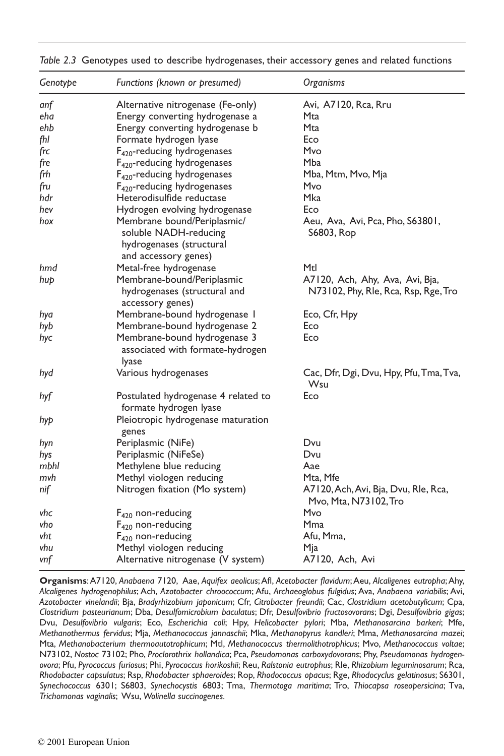*Table 2.3* Genotypes used to describe hydrogenases, their accessory genes and related functions

| *Genotype* | *Functions (known or presumed)* | *Organisms* |
|---|---|---|
| *anf* | Alternative nitrogenase (Fe-only) | Avi, A7120, Rca, Rru |
| *eha* | Energy converting hydrogenase a | Mta |
| *ehb* | Energy converting hydrogenase b | Mta |
| *fhl* | Formate hydrogen lyase | Eco |
| *frc* | $F_{420}$-reducing hydrogenases | Mvo |
| *fre* | $F_{420}$-reducing hydrogenases | Mba |
| *frh* | $F_{420}$-reducing hydrogenases | Mba, Mtm, Mvo, Mja |
| *fru* | $F_{420}$-reducing hydrogenases | Mvo |
| *hdr* | Heterodisulfide reductase | Mka |
| *hev* | Hydrogen evolving hydrogenase | Eco |
| *hox* | Membrane bound/Periplasmic/ soluble NADH-reducing hydrogenases (structural and accessory genes) | Aeu, Ava, Avi, Pca, Pho, S63801, S6803, Rop |
| *hmd* | Metal-free hydrogenase | Mtl |
| *hup* | Membrane-bound/Periplasmic hydrogenases (structural and accessory genes) | A7120, Ach, Ahy, Ava, Avi, Bja, N73102, Phy, Rle, Rca, Rsp, Rge, Tro |
| *hya* | Membrane-bound hydrogenase 1 | Eco, Cfr, Hpy |
| *hyb* | Membrane-bound hydrogenase 2 | Eco |
| *hyc* | Membrane-bound hydrogenase 3 associated with formate-hydrogen lyase | Eco |
| *hyd* | Various hydrogenases | Cac, Dfr, Dgi, Dvu, Hpy, Pfu, Tma, Tva, Wsu |
| *hyf* | Postulated hydrogenase 4 related to formate hydrogen lyase | Eco |
| *hyp* | Pleiotropic hydrogenase maturation genes | |
| *hyn* | Periplasmic (NiFe) | Dvu |
| *hys* | Periplasmic (NiFeSe) | Dvu |
| *mbhl* | Methylene blue reducing | Aae |
| *mvh* | Methyl viologen reducing | Mta, Mfe |
| *nif* | Nitrogen fixation (Mo system) | A7120, Ach, Avi, Bja, Dvu, Rle, Rca, Mvo, Mta, N73102, Tro |
| *vhc* | $F_{420}$ non-reducing | Mvo |
| *vho* | $F_{420}$ non-reducing | Mma |
| *vht* | $F_{420}$ non-reducing | Afu, Mma, |
| *vhu* | Methyl viologen reducing | Mja |
| *vnf* | Alternative nitrogenase (V system) | A7120, Ach, Avi |

**Organisms**: A7120, *Anabaena* 7120, Aae, *Aquifex aeolicus*; Afl, *Acetobacter flavidum*; Aeu, *Alcaligenes eutropha*; Ahy, *Alcaligenes hydrogenophilus*; Ach, *Azotobacter chroococcum*; Afu, *Archaeoglobus fulgidus*; Ava, *Anabaena variabilis*; Avi, *Azotobacter vinelandii*; Bja, *Bradyrhizobium japonicum*; Cfr, *Citrobacter freundii*; Cac, *Clostridium acetobutylicum*; Cpa, *Clostridium pasteurianum*; Dba, *Desulfomicrobium baculatus*; Dfr, *Desulfovibrio fructosovorans*; Dgi, *Desulfovibrio gigas*; Dvu, *Desulfovibrio vulgaris*; Eco, *Escherichia coli*; Hpy, *Helicobacter pylori*; Mba, *Methanosarcina barkeri*; Mfe, *Methanothermus fervidus*; Mja, *Methanococcus jannaschii*; Mka, *Methanopyrus kandleri*; Mma, *Methanosarcina mazei*; Mta, *Methanobacterium thermoautotrophicum*; Mtl, *Methanococcus thermolithotrophicus*; Mvo, *Methanococcus voltae*; N73102, *Nostoc* 73102; Pho, *Proclorothrix hollandica*; Pca, *Pseudomonas carboxydovorans*; Phy, *Pseudomonas hydrogenovora*; Pfu, *Pyrococcus furiosus*; Phi, *Pyrococcus horikoshii*; Reu, *Ralstonia eutrophus*; Rle, *Rhizobium leguminosarum*; Rca, *Rhodobacter capsulatus*; Rsp, *Rhodobacter sphaeroides*; Rop, *Rhodococcus opacus*; Rge, *Rhodocyclus gelatinosus*; S6301, *Synechococcus* 6301; S6803, *Synechocystis* 6803; Tma, *Thermotoga maritima*; Tro, *Thiocapsa roseopersicina*; Tva, *Trichomonas vaginalis*; Wsu, *Wolinella succinogenes*.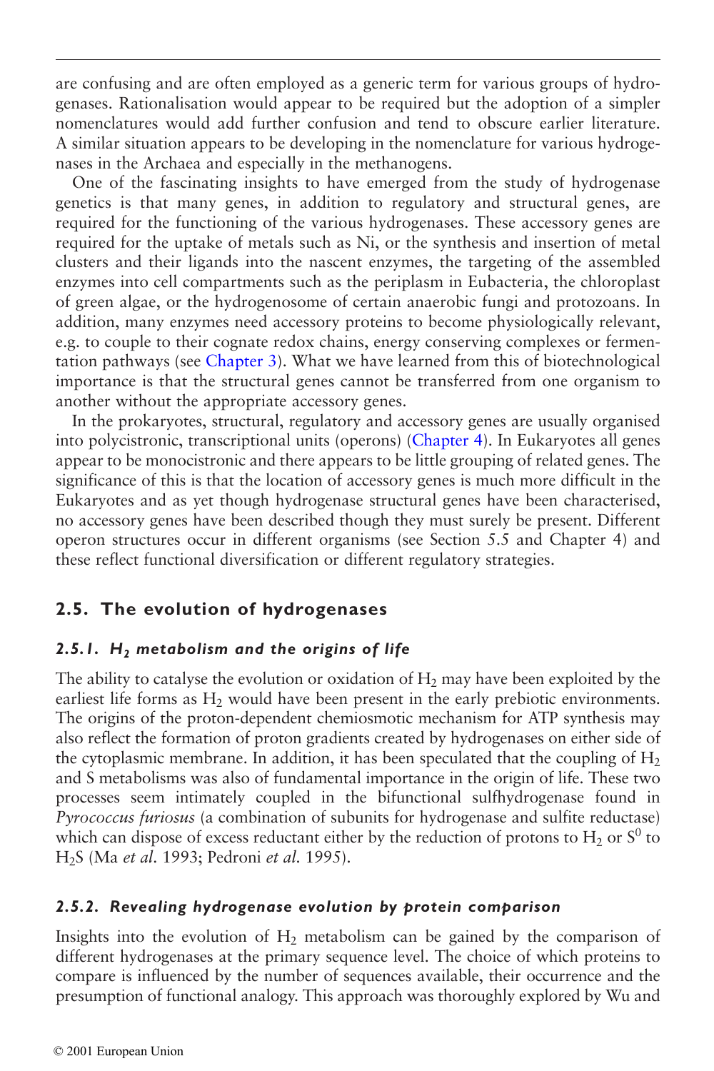are confusing and are often employed as a generic term for various groups of hydrogenases. Rationalisation would appear to be required but the adoption of a simpler nomenclatures would add further confusion and tend to obscure earlier literature. A similar situation appears to be developing in the nomenclature for various hydrogenases in the Archaea and especially in the methanogens.

One of the fascinating insights to have emerged from the study of hydrogenase genetics is that many genes, in addition to regulatory and structural genes, are required for the functioning of the various hydrogenases. These accessory genes are required for the uptake of metals such as Ni, or the synthesis and insertion of metal clusters and their ligands into the nascent enzymes, the targeting of the assembled enzymes into cell compartments such as the periplasm in Eubacteria, the chloroplast of green algae, or the hydrogenosome of certain anaerobic fungi and protozoans. In addition, many enzymes need accessory proteins to become physiologically relevant, e.g. to couple to their cognate redox chains, energy conserving complexes or fermentation pathways (see Chapter 3). What we have learned from this of biotechnological importance is that the structural genes cannot be transferred from one organism to another without the appropriate accessory genes.

In the prokaryotes, structural, regulatory and accessory genes are usually organised into polycistronic, transcriptional units (operons) (Chapter 4). In Eukaryotes all genes appear to be monocistronic and there appears to be little grouping of related genes. The significance of this is that the location of accessory genes is much more difficult in the Eukaryotes and as yet though hydrogenase structural genes have been characterised, no accessory genes have been described though they must surely be present. Different operon structures occur in different organisms (see Section 5.5 and Chapter 4) and these reflect functional diversification or different regulatory strategies.

## 2.5. The evolution of hydrogenases

### *2.5.1. $H_2$ metabolism and the origins of life*

The ability to catalyse the evolution or oxidation of $H_2$ may have been exploited by the earliest life forms as $H_2$ would have been present in the early prebiotic environments. The origins of the proton-dependent chemiosmotic mechanism for ATP synthesis may also reflect the formation of proton gradients created by hydrogenases on either side of the cytoplasmic membrane. In addition, it has been speculated that the coupling of $H_2$ and S metabolisms was also of fundamental importance in the origin of life. These two processes seem intimately coupled in the bifunctional sulfhydrogenase found in *Pyrococcus furiosus* (a combination of subunits for hydrogenase and sulfite reductase) which can dispose of excess reductant either by the reduction of protons to $H_2$ or $S^0$ to $H_2S$ (Ma *et al*. 1993; Pedroni *et al*. 1995).

### *2.5.2. Revealing hydrogenase evolution by protein comparison*

Insights into the evolution of $H_2$ metabolism can be gained by the comparison of different hydrogenases at the primary sequence level. The choice of which proteins to compare is influenced by the number of sequences available, their occurrence and the presumption of functional analogy. This approach was thoroughly explored by Wu and

© 2001 European Union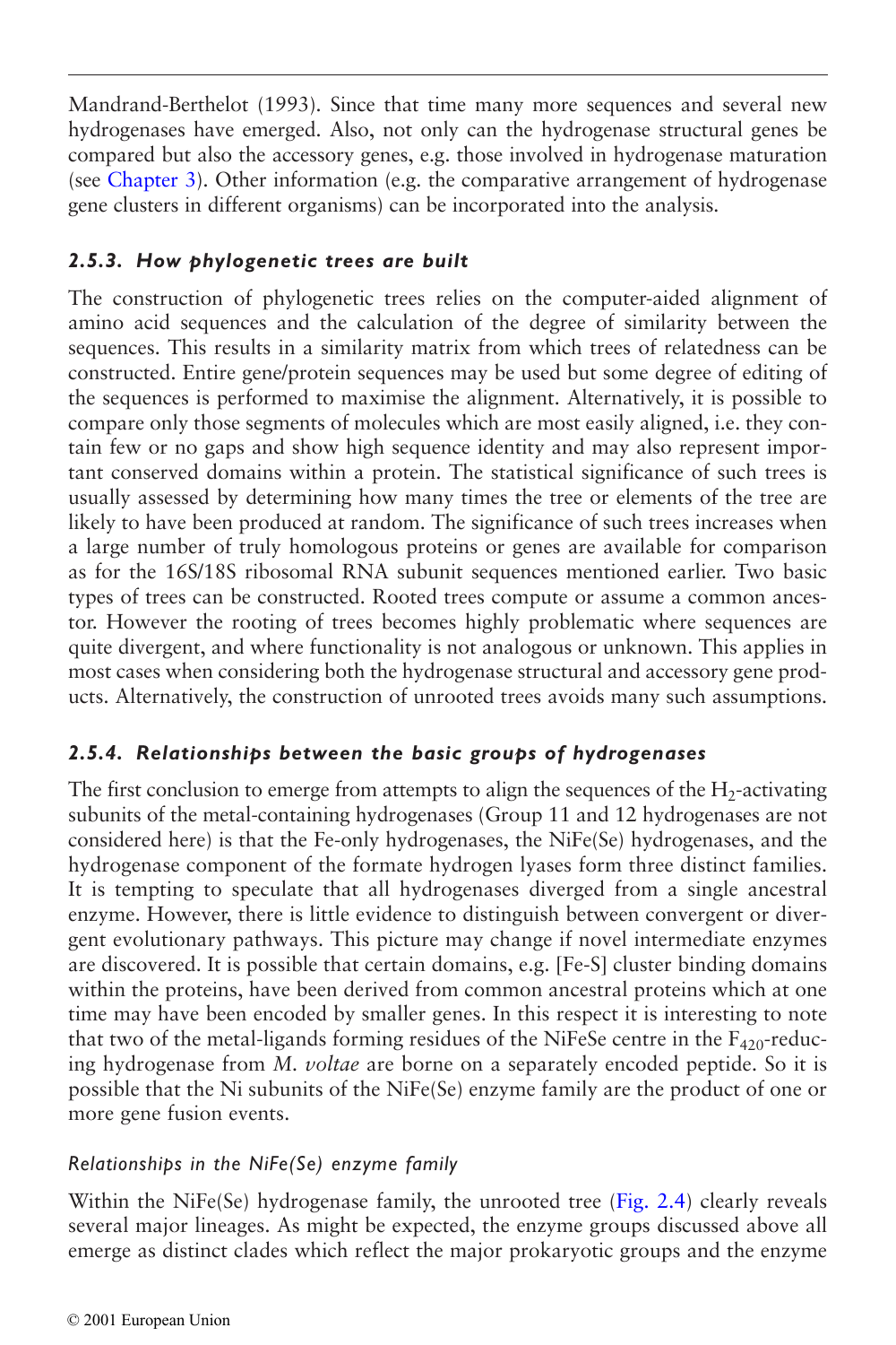Mandrand-Berthelot (1993). Since that time many more sequences and several new hydrogenases have emerged. Also, not only can the hydrogenase structural genes be compared but also the accessory genes, e.g. those involved in hydrogenase maturation (see Chapter 3). Other information (e.g. the comparative arrangement of hydrogenase gene clusters in different organisms) can be incorporated into the analysis.

### *2.5.3. How phylogenetic trees are built*

The construction of phylogenetic trees relies on the computer-aided alignment of amino acid sequences and the calculation of the degree of similarity between the sequences. This results in a similarity matrix from which trees of relatedness can be constructed. Entire gene/protein sequences may be used but some degree of editing of the sequences is performed to maximise the alignment. Alternatively, it is possible to compare only those segments of molecules which are most easily aligned, i.e. they contain few or no gaps and show high sequence identity and may also represent important conserved domains within a protein. The statistical significance of such trees is usually assessed by determining how many times the tree or elements of the tree are likely to have been produced at random. The significance of such trees increases when a large number of truly homologous proteins or genes are available for comparison as for the 16S/18S ribosomal RNA subunit sequences mentioned earlier. Two basic types of trees can be constructed. Rooted trees compute or assume a common ancestor. However the rooting of trees becomes highly problematic where sequences are quite divergent, and where functionality is not analogous or unknown. This applies in most cases when considering both the hydrogenase structural and accessory gene products. Alternatively, the construction of unrooted trees avoids many such assumptions.

### *2.5.4. Relationships between the basic groups of hydrogenases*

The first conclusion to emerge from attempts to align the sequences of the $H_2$-activating subunits of the metal-containing hydrogenases (Group 11 and 12 hydrogenases are not considered here) is that the Fe-only hydrogenases, the NiFe(Se) hydrogenases, and the hydrogenase component of the formate hydrogen lyases form three distinct families. It is tempting to speculate that all hydrogenases diverged from a single ancestral enzyme. However, there is little evidence to distinguish between convergent or divergent evolutionary pathways. This picture may change if novel intermediate enzymes are discovered. It is possible that certain domains, e.g. [Fe-S] cluster binding domains within the proteins, have been derived from common ancestral proteins which at one time may have been encoded by smaller genes. In this respect it is interesting to note that two of the metal-ligands forming residues of the NiFeSe centre in the $F_{420}$-reducing hydrogenase from *M. voltae* are borne on a separately encoded peptide. So it is possible that the Ni subunits of the NiFe(Se) enzyme family are the product of one or more gene fusion events.

#### *Relationships in the NiFe(Se) enzyme family*

Within the NiFe(Se) hydrogenase family, the unrooted tree (Fig. 2.4) clearly reveals several major lineages. As might be expected, the enzyme groups discussed above all emerge as distinct clades which reflect the major prokaryotic groups and the enzyme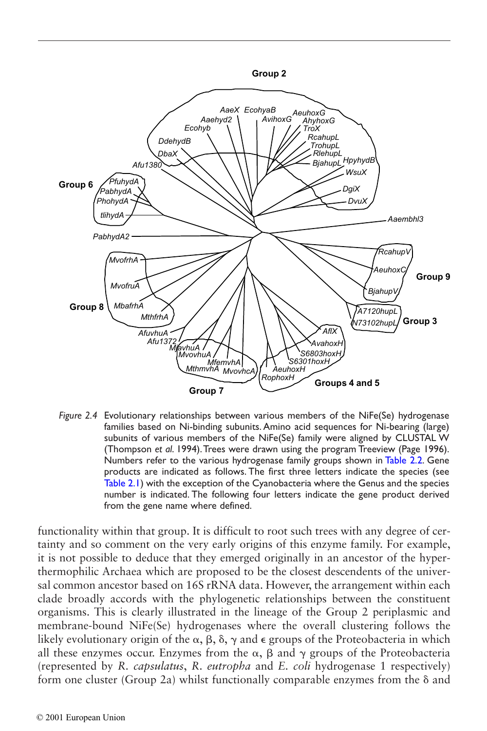*Figure 2.4* Evolutionary relationships between various members of the NiFe(Se) hydrogenase families based on Ni-binding subunits. Amino acid sequences for Ni-bearing (large) subunits of various members of the NiFe(Se) family were aligned by CLUSTAL W (Thompson *et al.* 1994). Trees were drawn using the program Treeview (Page 1996). Numbers refer to the various hydrogenase family groups shown in Table 2.2. Gene products are indicated as follows. The first three letters indicate the species (see Table 2.1) with the exception of the Cyanobacteria where the Genus and the species number is indicated. The following four letters indicate the gene product derived from the gene name where defined.

functionality within that group. It is difficult to root such trees with any degree of certainty and so comment on the very early origins of this enzyme family. For example, it is not possible to deduce that they emerged originally in an ancestor of the hyperthermophilic Archaea which are proposed to be the closest descendents of the universal common ancestor based on 16S rRNA data. However, the arrangement within each clade broadly accords with the phylogenetic relationships between the constituent organisms. This is clearly illustrated in the lineage of the Group 2 periplasmic and membrane-bound NiFe(Se) hydrogenases where the overall clustering follows the likely evolutionary origin of the α, β, δ, γ and ϵ groups of the Proteobacteria in which all these enzymes occur. Enzymes from the α, β and γ groups of the Proteobacteria (represented by *R. capsulatus*, *R. eutropha* and *E. coli* hydrogenase 1 respectively) form one cluster (Group 2a) whilst functionally comparable enzymes from the δ and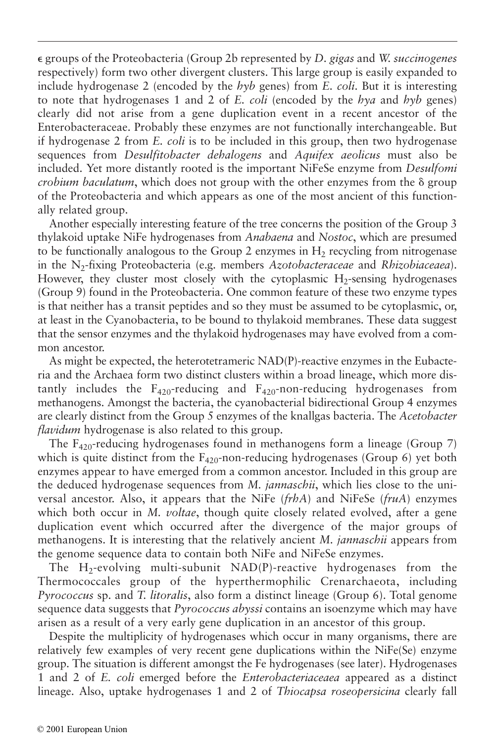ε groups of the Proteobacteria (Group 2b represented by *D. gigas* and *W. succinogenes* respectively) form two other divergent clusters. This large group is easily expanded to include hydrogenase 2 (encoded by the *hyb* genes) from *E. coli*. But it is interesting to note that hydrogenases 1 and 2 of *E. coli* (encoded by the *hya* and *hyb* genes) clearly did not arise from a gene duplication event in a recent ancestor of the Enterobacteraceae. Probably these enzymes are not functionally interchangeable. But if hydrogenase 2 from *E. coli* is to be included in this group, then two hydrogenase sequences from *Desulfitobacter dehalogens* and *Aquifex aeolicus* must also be included. Yet more distantly rooted is the important NiFeSe enzyme from *Desulfomi crobium baculatum*, which does not group with the other enzymes from the δ group of the Proteobacteria and which appears as one of the most ancient of this functionally related group.

Another especially interesting feature of the tree concerns the position of the Group 3 thylakoid uptake NiFe hydrogenases from *Anabaena* and *Nostoc*, which are presumed to be functionally analogous to the Group 2 enzymes in $H_2$ recycling from nitrogenase in the $N_2$-fixing Proteobacteria (e.g. members *Azotobacteraceae* and *Rhizobiaceaea*). However, they cluster most closely with the cytoplasmic $H_2$-sensing hydrogenases (Group 9) found in the Proteobacteria. One common feature of these two enzyme types is that neither has a transit peptides and so they must be assumed to be cytoplasmic, or, at least in the Cyanobacteria, to be bound to thylakoid membranes. These data suggest that the sensor enzymes and the thylakoid hydrogenases may have evolved from a common ancestor.

As might be expected, the heterotetrameric NAD(P)-reactive enzymes in the Eubacteria and the Archaea form two distinct clusters within a broad lineage, which more distantly includes the $F_{420}$-reducing and $F_{420}$-non-reducing hydrogenases from methanogens. Amongst the bacteria, the cyanobacterial bidirectional Group 4 enzymes are clearly distinct from the Group 5 enzymes of the knallgas bacteria. The *Acetobacter flavidum* hydrogenase is also related to this group.

The $F_{420}$-reducing hydrogenases found in methanogens form a lineage (Group 7) which is quite distinct from the $F_{420}$-non-reducing hydrogenases (Group 6) yet both enzymes appear to have emerged from a common ancestor. Included in this group are the deduced hydrogenase sequences from *M. jannaschii*, which lies close to the universal ancestor. Also, it appears that the NiFe (*frhA*) and NiFeSe (*fruA*) enzymes which both occur in *M. voltae*, though quite closely related evolved, after a gene duplication event which occurred after the divergence of the major groups of methanogens. It is interesting that the relatively ancient *M. jannaschii* appears from the genome sequence data to contain both NiFe and NiFeSe enzymes.

The $H_2$-evolving multi-subunit NAD(P)-reactive hydrogenases from the Thermococcales group of the hyperthermophilic Crenarchaeota, including *Pyrococcus* sp. and *T. litoralis*, also form a distinct lineage (Group 6). Total genome sequence data suggests that *Pyrococcus abyssi* contains an isoenzyme which may have arisen as a result of a very early gene duplication in an ancestor of this group.

Despite the multiplicity of hydrogenases which occur in many organisms, there are relatively few examples of very recent gene duplications within the NiFe(Se) enzyme group. The situation is different amongst the Fe hydrogenases (see later). Hydrogenases 1 and 2 of *E. coli* emerged before the *Enterobacteriaceaea* appeared as a distinct lineage. Also, uptake hydrogenases 1 and 2 of *Thiocapsa roseopersicina* clearly fall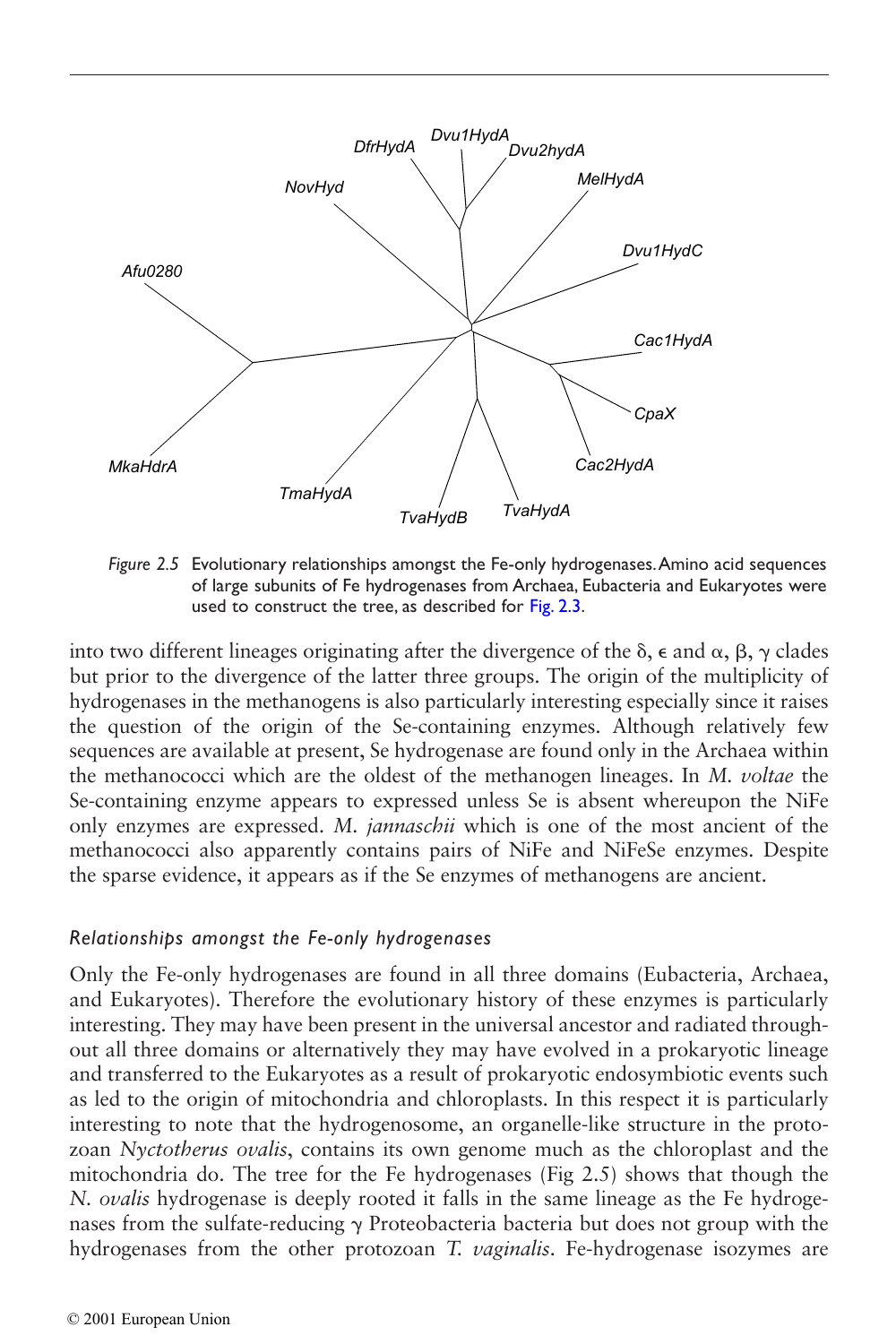DfrHydA
Dvu1HydA
Dvu2hydA
NovHyd
MelHydA
Dvu1HydC
Afu0280
Cac1HydA
CpaX
Cac2HydA
MkaHdrA
TmaHydA
TvaHydB
TvaHydA

*Figure 2.5* Evolutionary relationships amongst the Fe-only hydrogenases. Amino acid sequences of large subunits of Fe hydrogenases from Archaea, Eubacteria and Eukaryotes were used to construct the tree, as described for Fig. 2.3.

into two different lineages originating after the divergence of the δ, ϵ and α, β, γ clades but prior to the divergence of the latter three groups. The origin of the multiplicity of hydrogenases in the methanogens is also particularly interesting especially since it raises the question of the origin of the Se-containing enzymes. Although relatively few sequences are available at present, Se hydrogenase are found only in the Archaea within the methanococci which are the oldest of the methanogen lineages. In *M. voltae* the Se-containing enzyme appears to expressed unless Se is absent whereupon the NiFe only enzymes are expressed. *M. jannaschii* which is one of the most ancient of the methanococci also apparently contains pairs of NiFe and NiFeSe enzymes. Despite the sparse evidence, it appears as if the Se enzymes of methanogens are ancient.

### *Relationships amongst the Fe-only hydrogenases*

Only the Fe-only hydrogenases are found in all three domains (Eubacteria, Archaea, and Eukaryotes). Therefore the evolutionary history of these enzymes is particularly interesting. They may have been present in the universal ancestor and radiated throughout all three domains or alternatively they may have evolved in a prokaryotic lineage and transferred to the Eukaryotes as a result of prokaryotic endosymbiotic events such as led to the origin of mitochondria and chloroplasts. In this respect it is particularly interesting to note that the hydrogenosome, an organelle-like structure in the protozoan *Nyctotherus ovalis*, contains its own genome much as the chloroplast and the mitochondria do. The tree for the Fe hydrogenases (Fig 2.5) shows that though the *N. ovalis* hydrogenase is deeply rooted it falls in the same lineage as the Fe hydrogenases from the sulfate-reducing γ Proteobacteria bacteria but does not group with the hydrogenases from the other protozoan *T. vaginalis*. Fe-hydrogenase isozymes are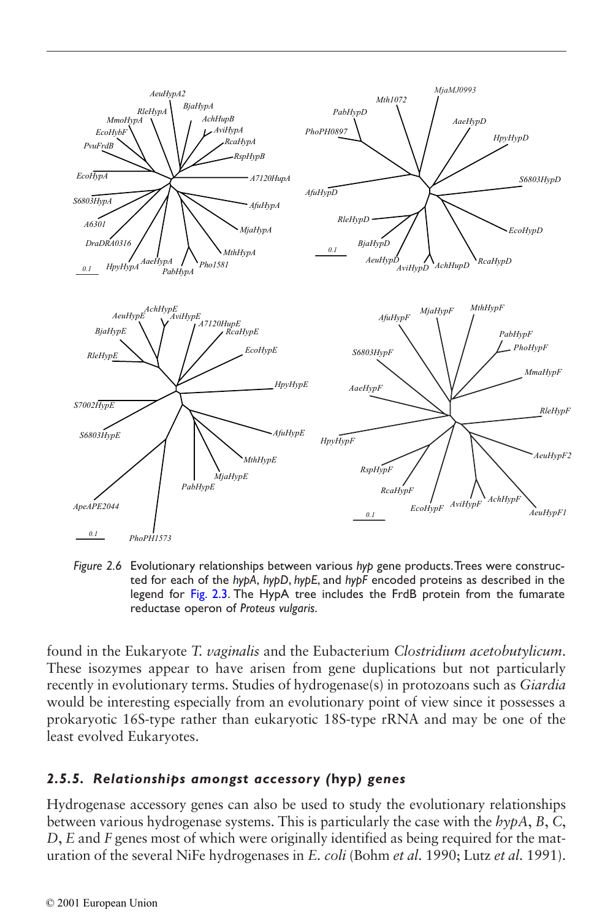*Figure 2.6* Evolutionary relationships between various *hyp* gene products. Trees were constructed for each of the *hypA*, *hypD*, *hypE*, and *hypF* encoded proteins as described in the legend for Fig. 2.3. The HypA tree includes the FrdB protein from the fumarate reductase operon of *Proteus vulgaris*.

found in the Eukaryote *T. vaginalis* and the Eubacterium *Clostridium acetobutylicum*. These isozymes appear to have arisen from gene duplications but not particularly recently in evolutionary terms. Studies of hydrogenase(s) in protozoans such as *Giardia* would be interesting especially from an evolutionary point of view since it possesses a prokaryotic 16S-type rather than eukaryotic 18S-type rRNA and may be one of the least evolved Eukaryotes.

### *2.5.5. Relationships amongst accessory (hyp) genes*

Hydrogenase accessory genes can also be used to study the evolutionary relationships between various hydrogenase systems. This is particularly the case with the *hypA*, *B*, *C*, *D*, *E* and *F* genes most of which were originally identified as being required for the maturation of the several NiFe hydrogenases in *E. coli* (Bohm *et al.* 1990; Lutz *et al.* 1991).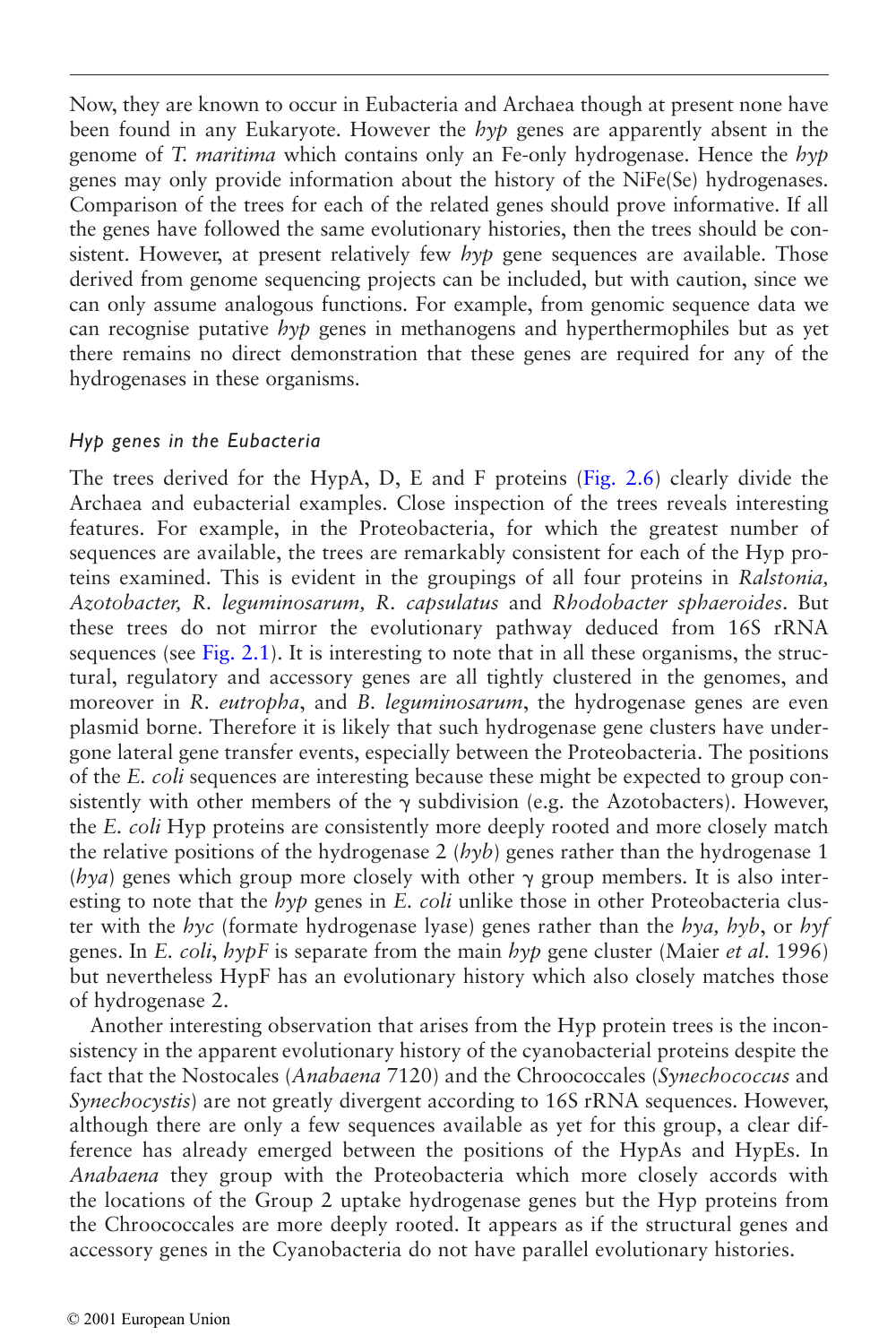Now, they are known to occur in Eubacteria and Archaea though at present none have been found in any Eukaryote. However the *hyp* genes are apparently absent in the genome of *T. maritima* which contains only an Fe-only hydrogenase. Hence the *hyp* genes may only provide information about the history of the NiFe(Se) hydrogenases. Comparison of the trees for each of the related genes should prove informative. If all the genes have followed the same evolutionary histories, then the trees should be consistent. However, at present relatively few *hyp* gene sequences are available. Those derived from genome sequencing projects can be included, but with caution, since we can only assume analogous functions. For example, from genomic sequence data we can recognise putative *hyp* genes in methanogens and hyperthermophiles but as yet there remains no direct demonstration that these genes are required for any of the hydrogenases in these organisms.

### *Hyp genes in the Eubacteria*

The trees derived for the HypA, D, E and F proteins (Fig. 2.6) clearly divide the Archaea and eubacterial examples. Close inspection of the trees reveals interesting features. For example, in the Proteobacteria, for which the greatest number of sequences are available, the trees are remarkably consistent for each of the Hyp proteins examined. This is evident in the groupings of all four proteins in *Ralstonia, Azotobacter, R. leguminosarum, R. capsulatus* and *Rhodobacter sphaeroides*. But these trees do not mirror the evolutionary pathway deduced from 16S rRNA sequences (see Fig. 2.1). It is interesting to note that in all these organisms, the structural, regulatory and accessory genes are all tightly clustered in the genomes, and moreover in *R. eutropha*, and *B. leguminosarum*, the hydrogenase genes are even plasmid borne. Therefore it is likely that such hydrogenase gene clusters have undergone lateral gene transfer events, especially between the Proteobacteria. The positions of the *E. coli* sequences are interesting because these might be expected to group consistently with other members of the γ subdivision (e.g. the Azotobacters). However, the *E. coli* Hyp proteins are consistently more deeply rooted and more closely match the relative positions of the hydrogenase 2 (*hyb*) genes rather than the hydrogenase 1 (*hya*) genes which group more closely with other γ group members. It is also interesting to note that the *hyp* genes in *E. coli* unlike those in other Proteobacteria cluster with the *hyc* (formate hydrogenase lyase) genes rather than the *hya, hyb*, or *hyf* genes. In *E. coli*, *hypF* is separate from the main *hyp* gene cluster (Maier *et al.* 1996) but nevertheless HypF has an evolutionary history which also closely matches those of hydrogenase 2.

Another interesting observation that arises from the Hyp protein trees is the inconsistency in the apparent evolutionary history of the cyanobacterial proteins despite the fact that the Nostocales (*Anabaena* 7120) and the Chroococcales (*Synechococcus* and *Synechocystis*) are not greatly divergent according to 16S rRNA sequences. However, although there are only a few sequences available as yet for this group, a clear difference has already emerged between the positions of the HypAs and HypEs. In *Anabaena* they group with the Proteobacteria which more closely accords with the locations of the Group 2 uptake hydrogenase genes but the Hyp proteins from the Chroococcales are more deeply rooted. It appears as if the structural genes and accessory genes in the Cyanobacteria do not have parallel evolutionary histories.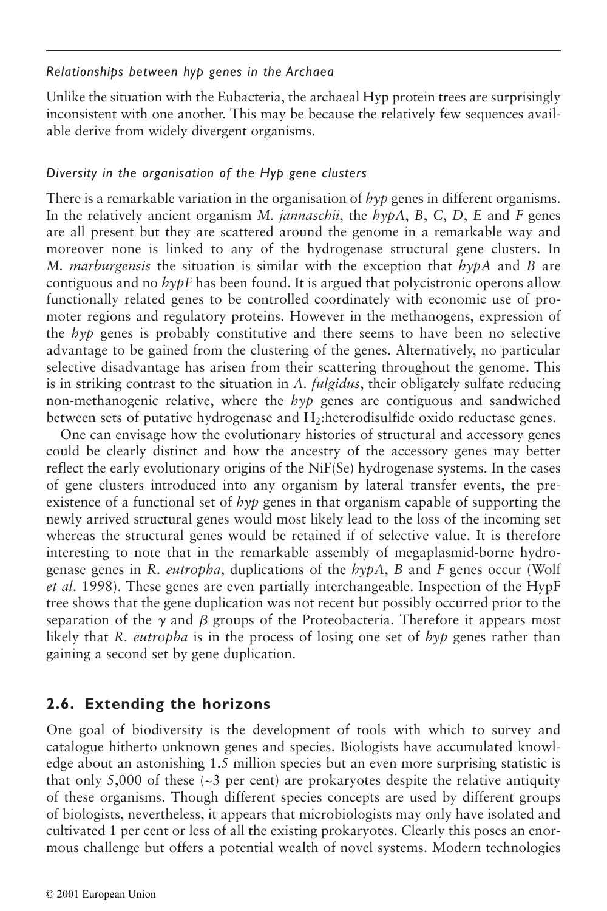*Relationships between hyp genes in the Archaea*

Unlike the situation with the Eubacteria, the archaeal Hyp protein trees are surprisingly inconsistent with one another. This may be because the relatively few sequences available derive from widely divergent organisms.

*Diversity in the organisation of the Hyp gene clusters*

There is a remarkable variation in the organisation of *hyp* genes in different organisms. In the relatively ancient organism *M. jannaschii*, the *hypA*, *B*, *C*, *D*, *E* and *F* genes are all present but they are scattered around the genome in a remarkable way and moreover none is linked to any of the hydrogenase structural gene clusters. In *M. marburgensis* the situation is similar with the exception that *hypA* and *B* are contiguous and no *hypF* has been found. It is argued that polycistronic operons allow functionally related genes to be controlled coordinately with economic use of promoter regions and regulatory proteins. However in the methanogens, expression of the *hyp* genes is probably constitutive and there seems to have been no selective advantage to be gained from the clustering of the genes. Alternatively, no particular selective disadvantage has arisen from their scattering throughout the genome. This is in striking contrast to the situation in *A. fulgidus*, their obligately sulfate reducing non-methanogenic relative, where the *hyp* genes are contiguous and sandwiched between sets of putative hydrogenase and $H_2$:heterodisulfide oxido reductase genes.

One can envisage how the evolutionary histories of structural and accessory genes could be clearly distinct and how the ancestry of the accessory genes may better reflect the early evolutionary origins of the NiF(Se) hydrogenase systems. In the cases of gene clusters introduced into any organism by lateral transfer events, the pre-existence of a functional set of *hyp* genes in that organism capable of supporting the newly arrived structural genes would most likely lead to the loss of the incoming set whereas the structural genes would be retained if of selective value. It is therefore interesting to note that in the remarkable assembly of megaplasmid-borne hydrogenase genes in *R. eutropha*, duplications of the *hypA*, *B* and *F* genes occur (Wolf *et al*. 1998). These genes are even partially interchangeable. Inspection of the HypF tree shows that the gene duplication was not recent but possibly occurred prior to the separation of the $\gamma$ and $\beta$ groups of the Proteobacteria. Therefore it appears most likely that *R. eutropha* is in the process of losing one set of *hyp* genes rather than gaining a second set by gene duplication.

## 2.6. Extending the horizons

One goal of biodiversity is the development of tools with which to survey and catalogue hitherto unknown genes and species. Biologists have accumulated knowledge about an astonishing 1.5 million species but an even more surprising statistic is that only 5,000 of these (~3 per cent) are prokaryotes despite the relative antiquity of these organisms. Though different species concepts are used by different groups of biologists, nevertheless, it appears that microbiologists may only have isolated and cultivated 1 per cent or less of all the existing prokaryotes. Clearly this poses an enormous challenge but offers a potential wealth of novel systems. Modern technologies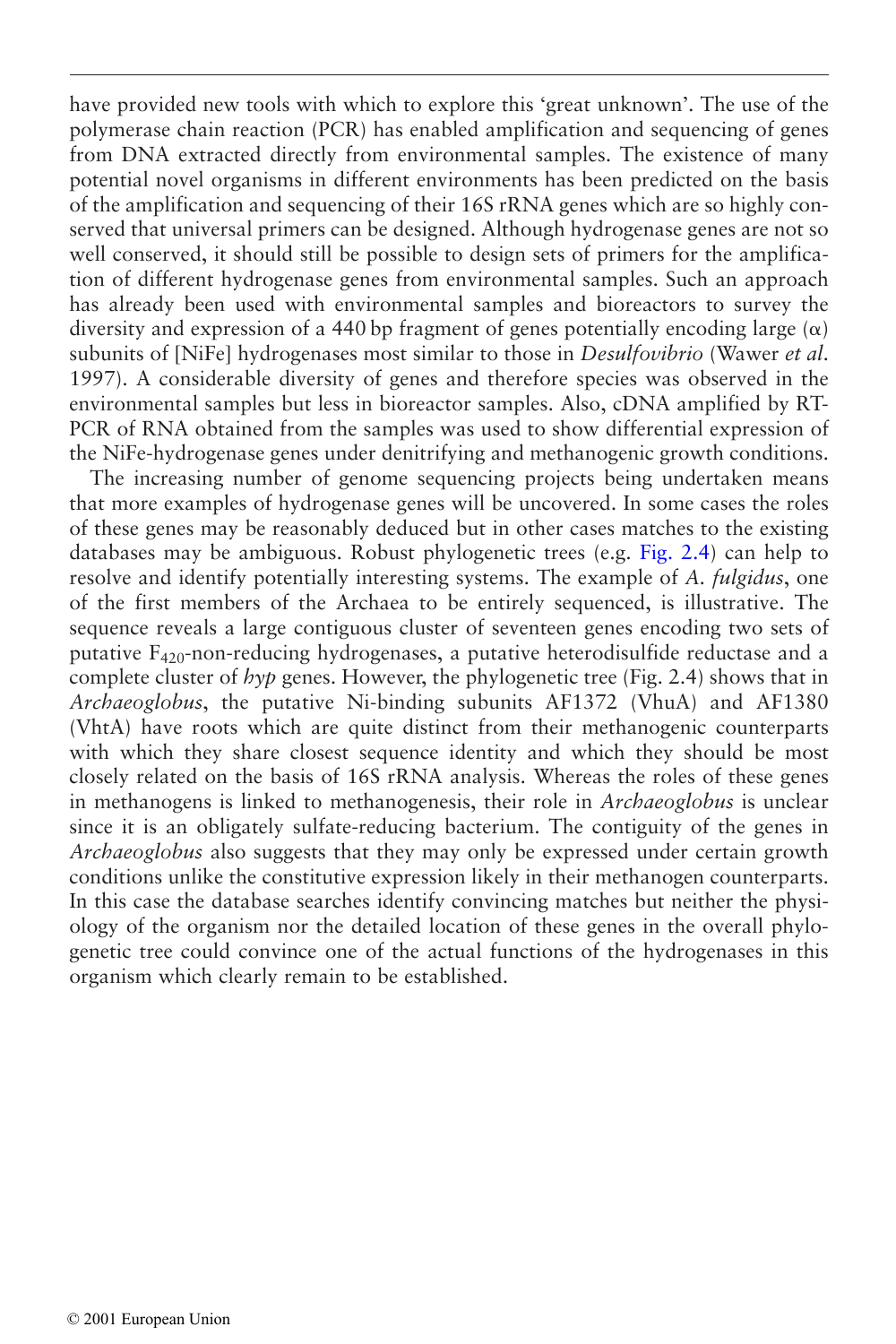have provided new tools with which to explore this 'great unknown'. The use of the polymerase chain reaction (PCR) has enabled amplification and sequencing of genes from DNA extracted directly from environmental samples. The existence of many potential novel organisms in different environments has been predicted on the basis of the amplification and sequencing of their 16S rRNA genes which are so highly conserved that universal primers can be designed. Although hydrogenase genes are not so well conserved, it should still be possible to design sets of primers for the amplification of different hydrogenase genes from environmental samples. Such an approach has already been used with environmental samples and bioreactors to survey the diversity and expression of a 440 bp fragment of genes potentially encoding large ($\alpha$) subunits of [NiFe] hydrogenases most similar to those in *Desulfovibrio* (Wawer *et al.* 1997). A considerable diversity of genes and therefore species was observed in the environmental samples but less in bioreactor samples. Also, cDNA amplified by RT-PCR of RNA obtained from the samples was used to show differential expression of the NiFe-hydrogenase genes under denitrifying and methanogenic growth conditions.

The increasing number of genome sequencing projects being undertaken means that more examples of hydrogenase genes will be uncovered. In some cases the roles of these genes may be reasonably deduced but in other cases matches to the existing databases may be ambiguous. Robust phylogenetic trees (e.g. Fig. 2.4) can help to resolve and identify potentially interesting systems. The example of *A. fulgidus*, one of the first members of the Archaea to be entirely sequenced, is illustrative. The sequence reveals a large contiguous cluster of seventeen genes encoding two sets of putative $F_{420}$-non-reducing hydrogenases, a putative heterodisulfide reductase and a complete cluster of *hyp* genes. However, the phylogenetic tree (Fig. 2.4) shows that in *Archaeoglobus*, the putative Ni-binding subunits AF1372 (VhuA) and AF1380 (VhtA) have roots which are quite distinct from their methanogenic counterparts with which they share closest sequence identity and which they should be most closely related on the basis of 16S rRNA analysis. Whereas the roles of these genes in methanogens is linked to methanogenesis, their role in *Archaeoglobus* is unclear since it is an obligately sulfate-reducing bacterium. The contiguity of the genes in *Archaeoglobus* also suggests that they may only be expressed under certain growth conditions unlike the constitutive expression likely in their methanogen counterparts. In this case the database searches identify convincing matches but neither the physiology of the organism nor the detailed location of these genes in the overall phylogenetic tree could convince one of the actual functions of the hydrogenases in this organism which clearly remain to be established.

© 2001 European Union